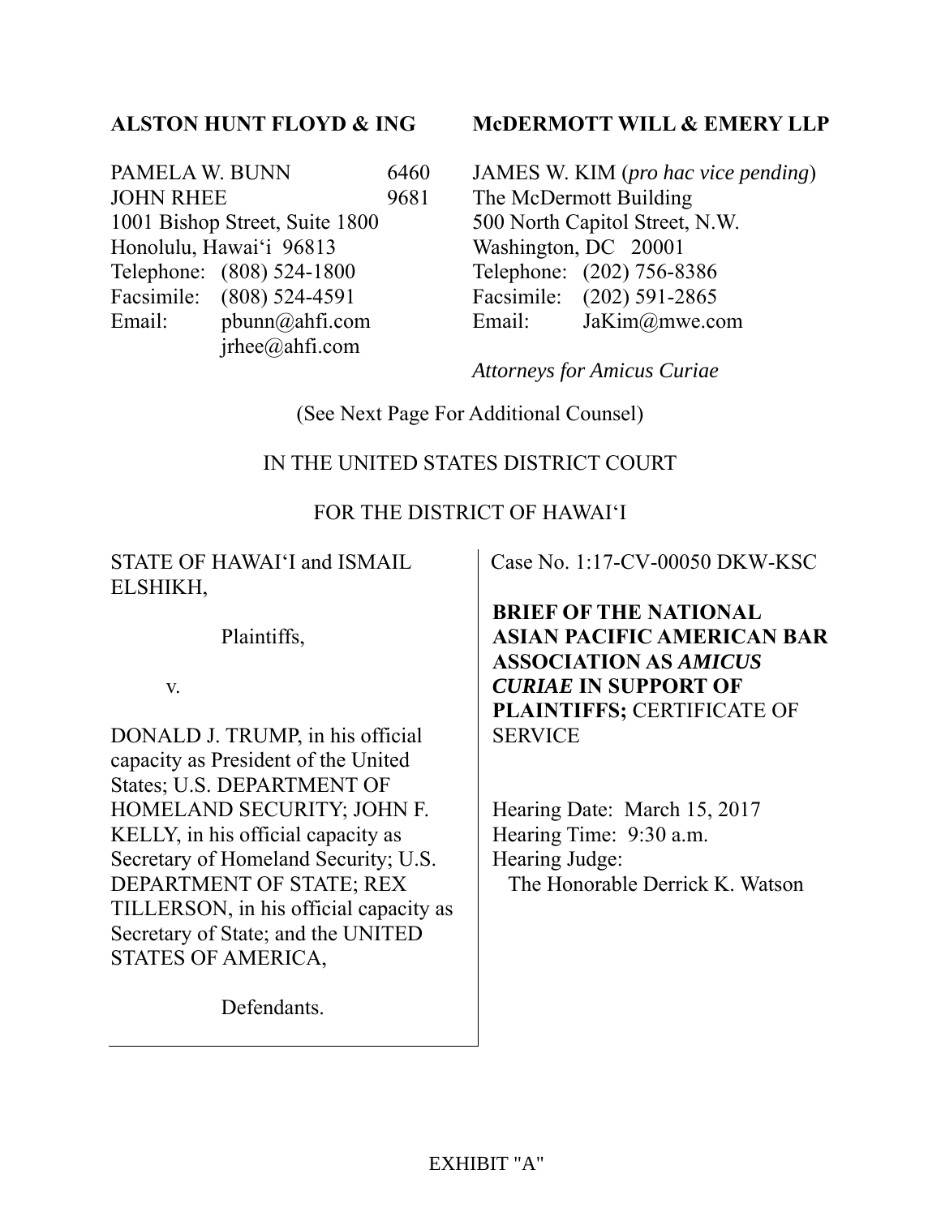**ALSTON HUNT FLOYD & ING**

PAMELA W. BUNN 6460
JOHN RHEE 9681
1001 Bishop Street, Suite 1800
Honolulu, Hawai'i 96813
Telephone: (808) 524-1800
Facsimile: (808) 524-4591
Email: pbunn@ahfi.com
jrhee@ahfi.com

**McDERMOTT WILL & EMERY LLP**

JAMES W. KIM (*pro hac vice pending*)
The McDermott Building
500 North Capitol Street, N.W.
Washington, DC 20001
Telephone: (202) 756-8386
Facsimile: (202) 591-2865
Email: JaKim@mwe.com

*Attorneys for Amicus Curiae*

(See Next Page For Additional Counsel)

IN THE UNITED STATES DISTRICT COURT

FOR THE DISTRICT OF HAWAI'I

STATE OF HAWAI'I and ISMAIL ELSHIKH,

Plaintiffs,

v.

DONALD J. TRUMP, in his official capacity as President of the United States; U.S. DEPARTMENT OF HOMELAND SECURITY; JOHN F. KELLY, in his official capacity as Secretary of Homeland Security; U.S. DEPARTMENT OF STATE; REX TILLERSON, in his official capacity as Secretary of State; and the UNITED STATES OF AMERICA,

Defendants.

Case No. 1:17-CV-00050 DKW-KSC

**BRIEF OF THE NATIONAL ASIAN PACIFIC AMERICAN BAR ASSOCIATION AS *AMICUS CURIAE* IN SUPPORT OF PLAINTIFFS;** CERTIFICATE OF SERVICE

Hearing Date: March 15, 2017
Hearing Time: 9:30 a.m.
Hearing Judge:
The Honorable Derrick K. Watson

EXHIBIT "A"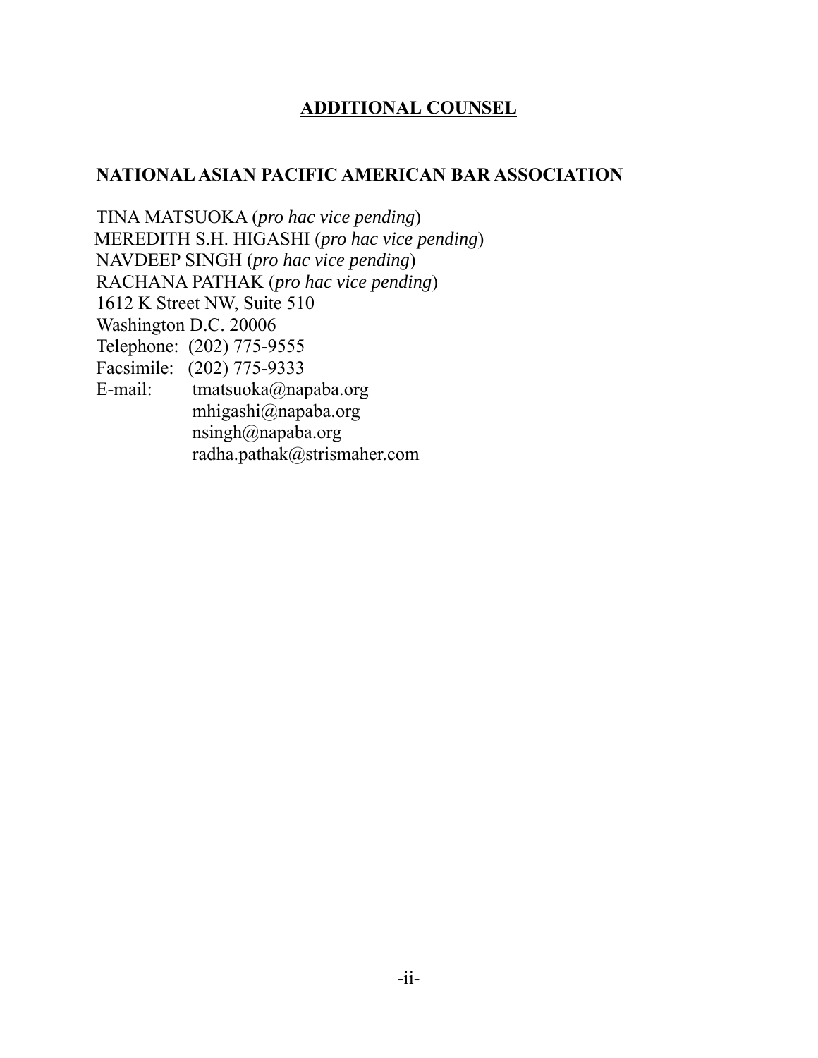## ADDITIONAL COUNSEL

**NATIONAL ASIAN PACIFIC AMERICAN BAR ASSOCIATION**

TINA MATSUOKA (*pro hac vice pending*)
MEREDITH S.H. HIGASHI (*pro hac vice pending*)
NAVDEEP SINGH (*pro hac vice pending*)
RACHANA PATHAK (*pro hac vice pending*)
1612 K Street NW, Suite 510
Washington D.C. 20006
Telephone: (202) 775-9555
Facsimile: (202) 775-9333
E-mail: tmatsuoka@napaba.org
mhigashi@napaba.org
nsingh@napaba.org
radha.pathak@strismaher.com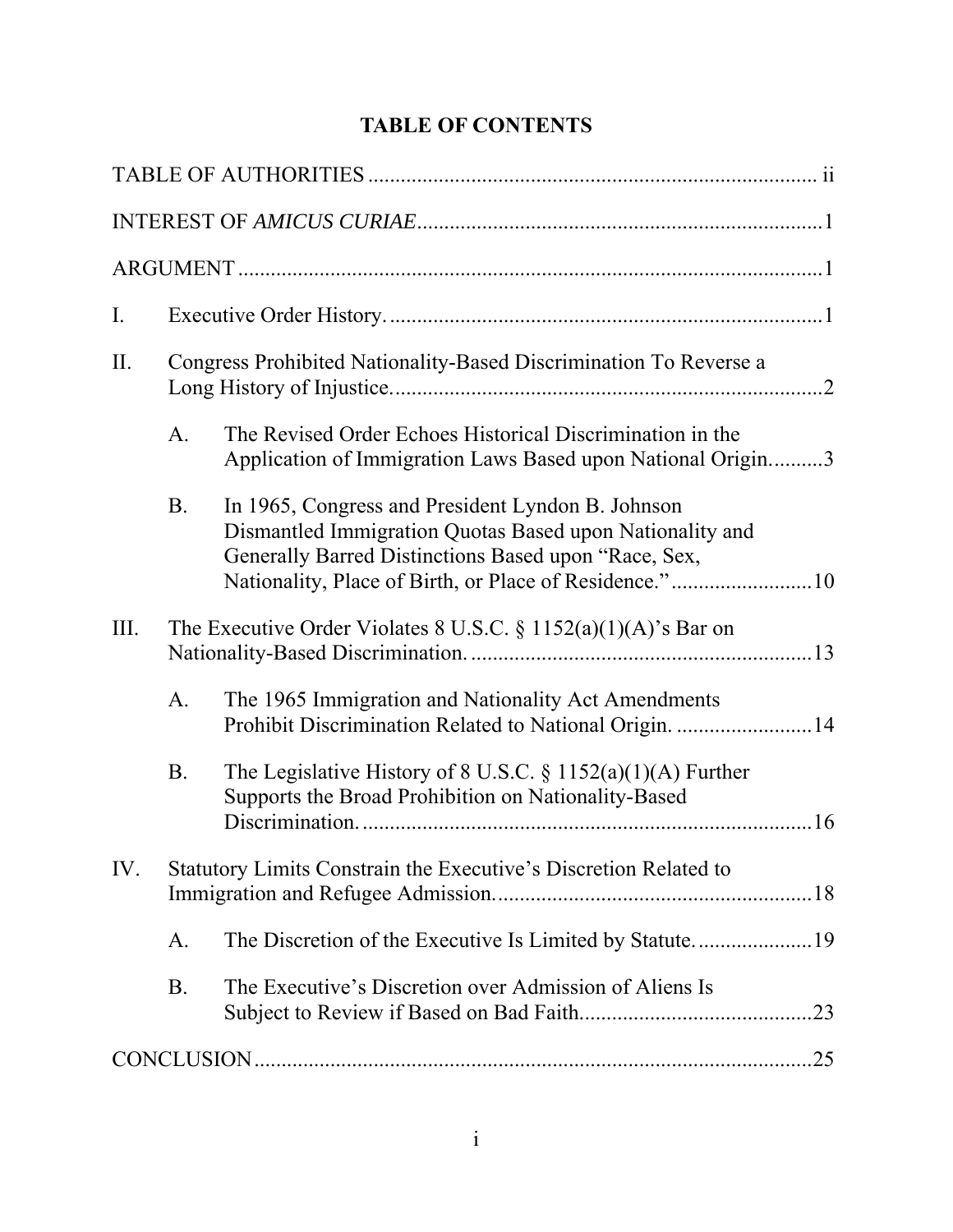# TABLE OF CONTENTS

TABLE OF AUTHORITIES .................................................................................. ii

INTEREST OF *AMICUS CURIAE*..........................................................................1

ARGUMENT ...........................................................................................................1

I. Executive Order History. ...............................................................................1

II. Congress Prohibited Nationality-Based Discrimination To Reverse a Long History of Injustice. ..............................................................................2

   A. The Revised Order Echoes Historical Discrimination in the Application of Immigration Laws Based upon National Origin..........3

   B. In 1965, Congress and President Lyndon B. Johnson Dismantled Immigration Quotas Based upon Nationality and Generally Barred Distinctions Based upon "Race, Sex, Nationality, Place of Birth, or Place of Residence.".........................10

III. The Executive Order Violates 8 U.S.C. § 1152(a)(1)(A)'s Bar on Nationality-Based Discrimination. ..............................................................13

   A. The 1965 Immigration and Nationality Act Amendments Prohibit Discrimination Related to National Origin. .........................14

   B. The Legislative History of 8 U.S.C. § 1152(a)(1)(A) Further Supports the Broad Prohibition on Nationality-Based Discrimination. ..................................................................................16

IV. Statutory Limits Constrain the Executive's Discretion Related to Immigration and Refugee Admission...........................................................18

   A. The Discretion of the Executive Is Limited by Statute. .....................19

   B. The Executive's Discretion over Admission of Aliens Is Subject to Review if Based on Bad Faith...........................................23

CONCLUSION ......................................................................................................25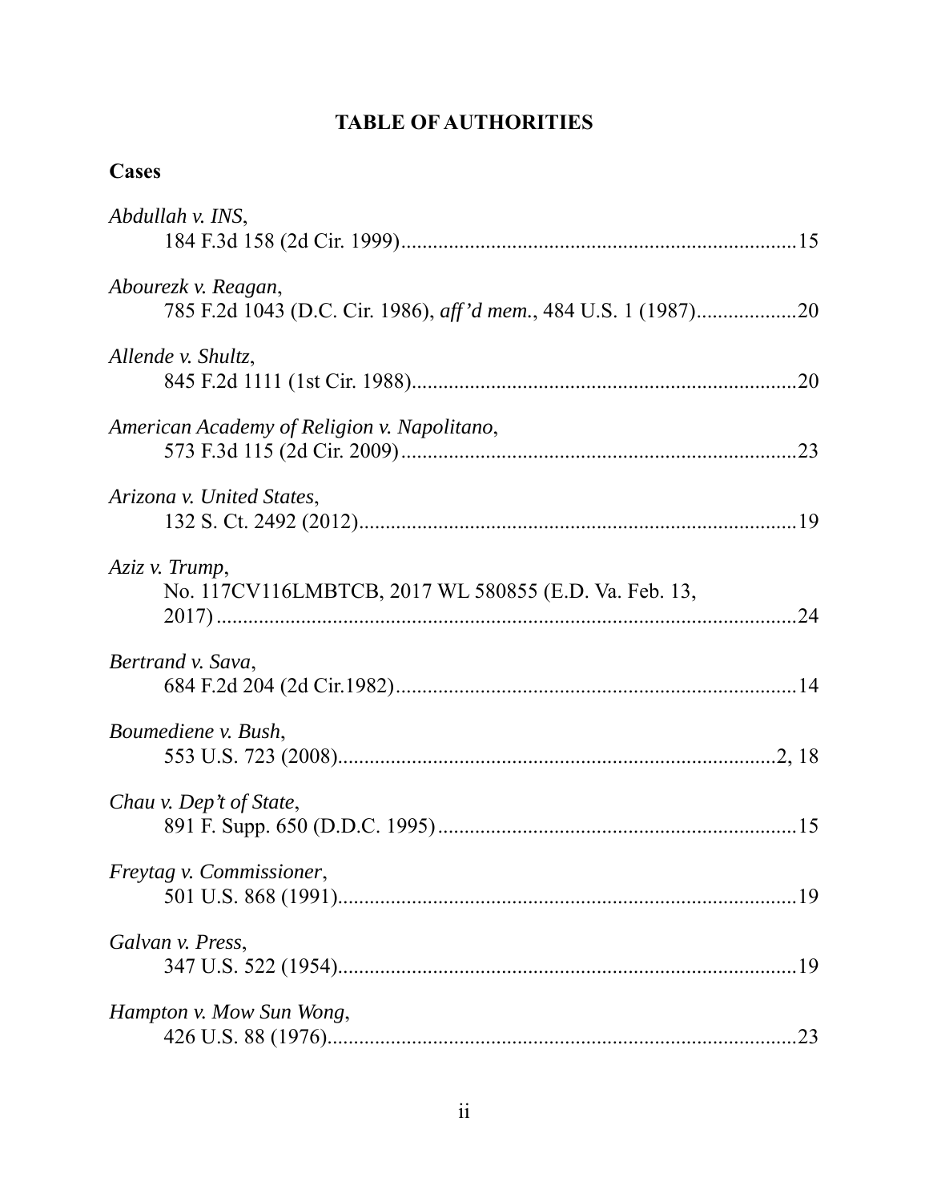# TABLE OF AUTHORITIES

## Cases

*Abdullah v. INS*,
184 F.3d 158 (2d Cir. 1999)..........................................................................15

*Abourezk v. Reagan*,
785 F.2d 1043 (D.C. Cir. 1986), *aff'd mem.*, 484 U.S. 1 (1987)..................20

*Allende v. Shultz*,
845 F.2d 1111 (1st Cir. 1988)........................................................................20

*American Academy of Religion v. Napolitano*,
573 F.3d 115 (2d Cir. 2009)..........................................................................23

*Arizona v. United States*,
132 S. Ct. 2492 (2012)..................................................................................19

*Aziz v. Trump*,
No. 117CV116LMBTCB, 2017 WL 580855 (E.D. Va. Feb. 13, 2017)............................................................................................................24

*Bertrand v. Sava*,
684 F.2d 204 (2d Cir.1982)...........................................................................14

*Boumediene v. Bush*,
553 U.S. 723 (2008)...................................................................................2, 18

*Chau v. Dep't of State*,
891 F. Supp. 650 (D.D.C. 1995)...................................................................15

*Freytag v. Commissioner*,
501 U.S. 868 (1991)......................................................................................19

*Galvan v. Press*,
347 U.S. 522 (1954)......................................................................................19

*Hampton v. Mow Sun Wong*,
426 U.S. 88 (1976)........................................................................................23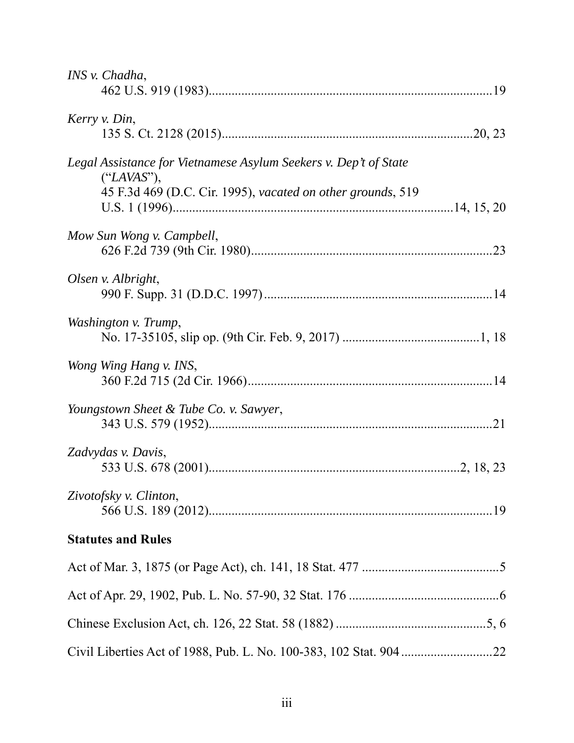*INS v. Chadha*,
462 U.S. 919 (1983)......................................................................................19

*Kerry v. Din*,
135 S. Ct. 2128 (2015)............................................................................20, 23

*Legal Assistance for Vietnamese Asylum Seekers v. Dep't of State* ("*LAVAS*"),
45 F.3d 469 (D.C. Cir. 1995), *vacated on other grounds*, 519 U.S. 1 (1996)..................................................................................14, 15, 20

*Mow Sun Wong v. Campbell*,
626 F.2d 739 (9th Cir. 1980)..........................................................................23

*Olsen v. Albright*,
990 F. Supp. 31 (D.D.C. 1997)......................................................................14

*Washington v. Trump*,
No. 17-35105, slip op. (9th Cir. Feb. 9, 2017) ..........................................1, 18

*Wong Wing Hang v. INS*,
360 F.2d 715 (2d Cir. 1966)...........................................................................14

*Youngstown Sheet & Tube Co. v. Sawyer*,
343 U.S. 579 (1952).......................................................................................21

*Zadvydas v. Davis*,
533 U.S. 678 (2001)...........................................................................2, 18, 23

*Zivotofsky v. Clinton*,
566 U.S. 189 (2012).......................................................................................19

**Statutes and Rules**

Act of Mar. 3, 1875 (or Page Act), ch. 141, 18 Stat. 477 ..........................................5

Act of Apr. 29, 1902, Pub. L. No. 57-90, 32 Stat. 176 ..............................................6

Chinese Exclusion Act, ch. 126, 22 Stat. 58 (1882) ...............................................5, 6

Civil Liberties Act of 1988, Pub. L. No. 100-383, 102 Stat. 904 ............................22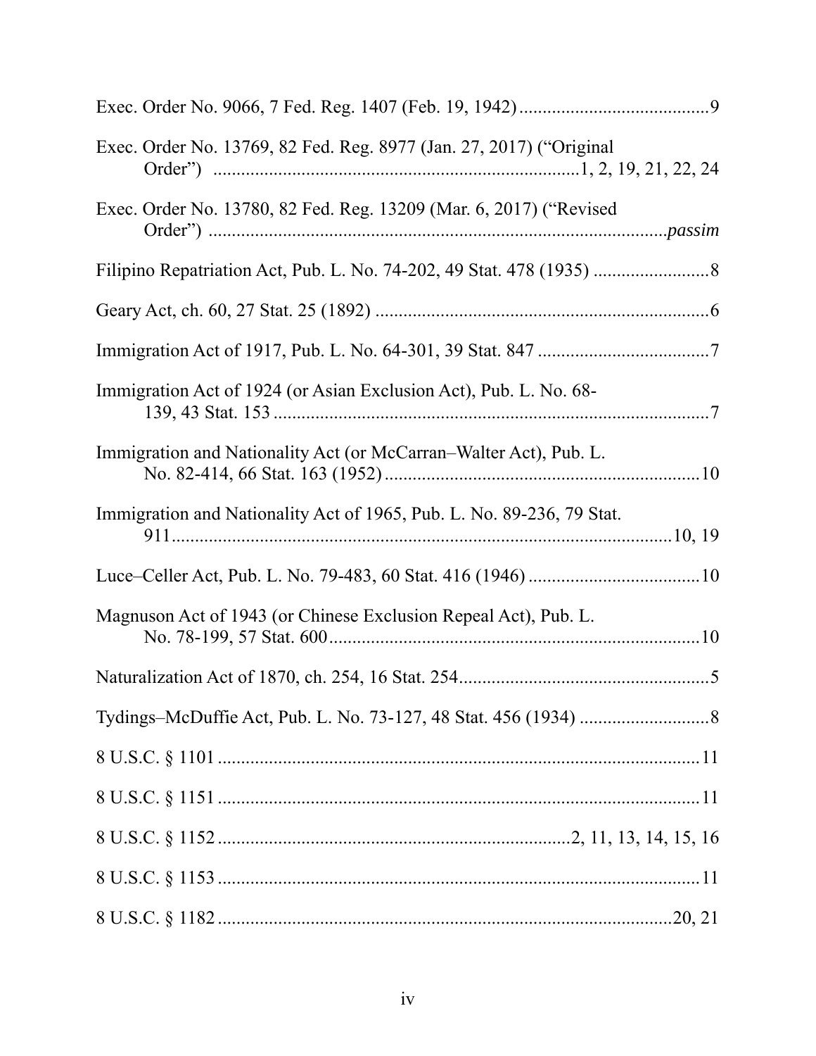Exec. Order No. 9066, 7 Fed. Reg. 1407 (Feb. 19, 1942) ........................................ 9

Exec. Order No. 13769, 82 Fed. Reg. 8977 (Jan. 27, 2017) ("Original Order") ............................................................................ 1, 2, 19, 21, 22, 24

Exec. Order No. 13780, 82 Fed. Reg. 13209 (Mar. 6, 2017) ("Revised Order") ................................................................................................ *passim*

Filipino Repatriation Act, Pub. L. No. 74-202, 49 Stat. 478 (1935) ......................... 8

Geary Act, ch. 60, 27 Stat. 25 (1892) ........................................................................ 6

Immigration Act of 1917, Pub. L. No. 64-301, 39 Stat. 847 ..................................... 7

Immigration Act of 1924 (or Asian Exclusion Act), Pub. L. No. 68-139, 43 Stat. 153 ................................................................................................ 7

Immigration and Nationality Act (or McCarran–Walter Act), Pub. L. No. 82-414, 66 Stat. 163 (1952) ................................................................... 10

Immigration and Nationality Act of 1965, Pub. L. No. 89-236, 79 Stat. 911 ........................................................................................................... 10, 19

Luce–Celler Act, Pub. L. No. 79-483, 60 Stat. 416 (1946) ..................................... 10

Magnuson Act of 1943 (or Chinese Exclusion Repeal Act), Pub. L. No. 78-199, 57 Stat. 600 ............................................................................... 10

Naturalization Act of 1870, ch. 254, 16 Stat. 254 ...................................................... 5

Tydings–McDuffie Act, Pub. L. No. 73-127, 48 Stat. 456 (1934) ............................ 8

8 U.S.C. § 1101 ........................................................................................................ 11

8 U.S.C. § 1151 ........................................................................................................ 11

8 U.S.C. § 1152 ........................................................................ 2, 11, 13, 14, 15, 16

8 U.S.C. § 1153 ........................................................................................................ 11

8 U.S.C. § 1182 ................................................................................................. 20, 21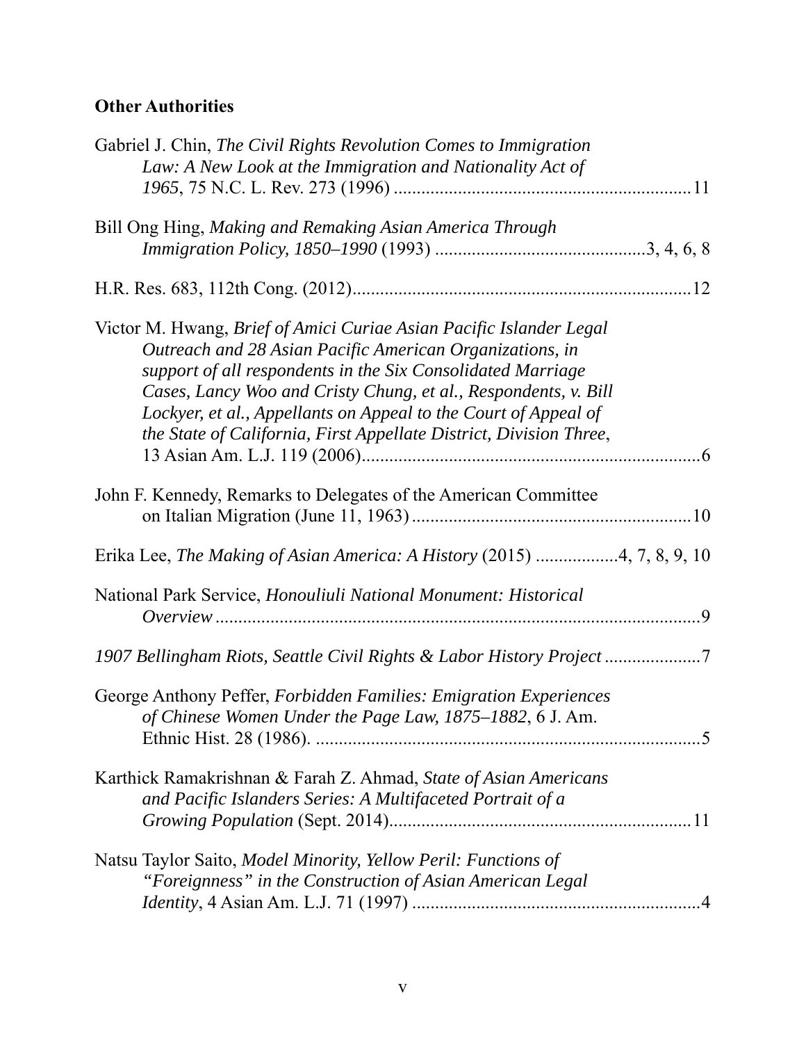**Other Authorities**

Gabriel J. Chin, *The Civil Rights Revolution Comes to Immigration Law: A New Look at the Immigration and Nationality Act of 1965*, 75 N.C. L. Rev. 273 (1996) ................................................................11

Bill Ong Hing, *Making and Remaking Asian America Through Immigration Policy, 1850–1990* (1993) .............................................3, 4, 6, 8

H.R. Res. 683, 112th Cong. (2012).........................................................................12

Victor M. Hwang, *Brief of Amici Curiae Asian Pacific Islander Legal Outreach and 28 Asian Pacific American Organizations, in support of all respondents in the Six Consolidated Marriage Cases, Lancy Woo and Cristy Chung, et al., Respondents, v. Bill Lockyer, et al., Appellants on Appeal to the Court of Appeal of the State of California, First Appellate District, Division Three*, 13 Asian Am. L.J. 119 (2006)..........................................................................6

John F. Kennedy, Remarks to Delegates of the American Committee on Italian Migration (June 11, 1963).............................................................10

Erika Lee, *The Making of Asian America: A History* (2015) .................4, 7, 8, 9, 10

National Park Service, *Honouliuli National Monument: Historical Overview*..........................................................................................................9

*1907 Bellingham Riots, Seattle Civil Rights & Labor History Project*.....................7

George Anthony Peffer, *Forbidden Families: Emigration Experiences of Chinese Women Under the Page Law, 1875–1882*, 6 J. Am. Ethnic Hist. 28 (1986). ....................................................................................5

Karthick Ramakrishnan & Farah Z. Ahmad, *State of Asian Americans and Pacific Islanders Series: A Multifaceted Portrait of a Growing Population* (Sept. 2014)..................................................................11

Natsu Taylor Saito, *Model Minority, Yellow Peril: Functions of "Foreignness" in the Construction of Asian American Legal Identity*, 4 Asian Am. L.J. 71 (1997) ..............................................................4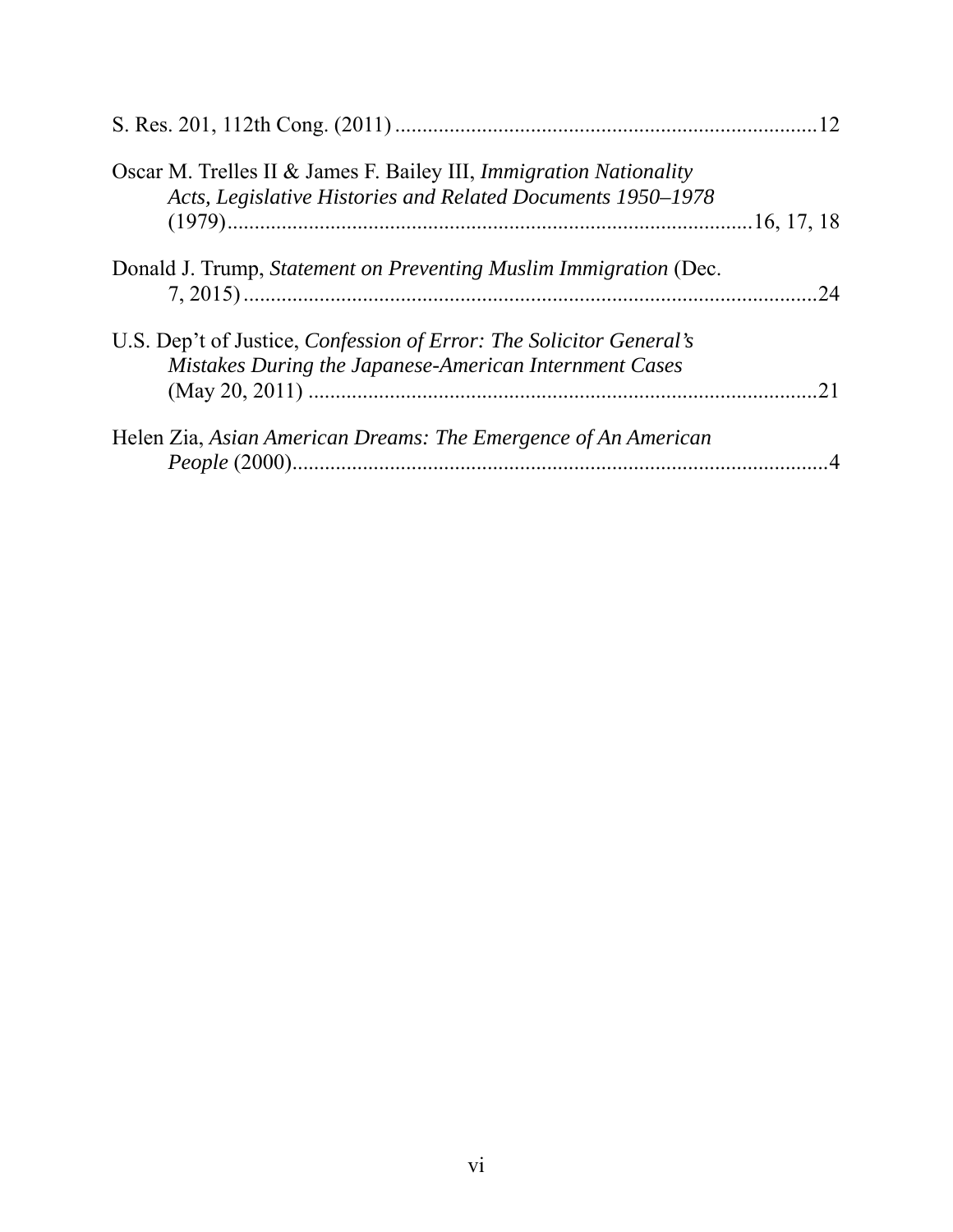S. Res. 201, 112th Cong. (2011) ..............................................................................12

Oscar M. Trelles II & James F. Bailey III, *Immigration Nationality Acts, Legislative Histories and Related Documents 1950–1978* (1979)..................................................................................................16, 17, 18

Donald J. Trump, *Statement on Preventing Muslim Immigration* (Dec. 7, 2015)..........................................................................................................24

U.S. Dep't of Justice, *Confession of Error: The Solicitor General's Mistakes During the Japanese-American Internment Cases* (May 20, 2011) ...............................................................................................21

Helen Zia, *Asian American Dreams: The Emergence of An American People* (2000)....................................................................................................4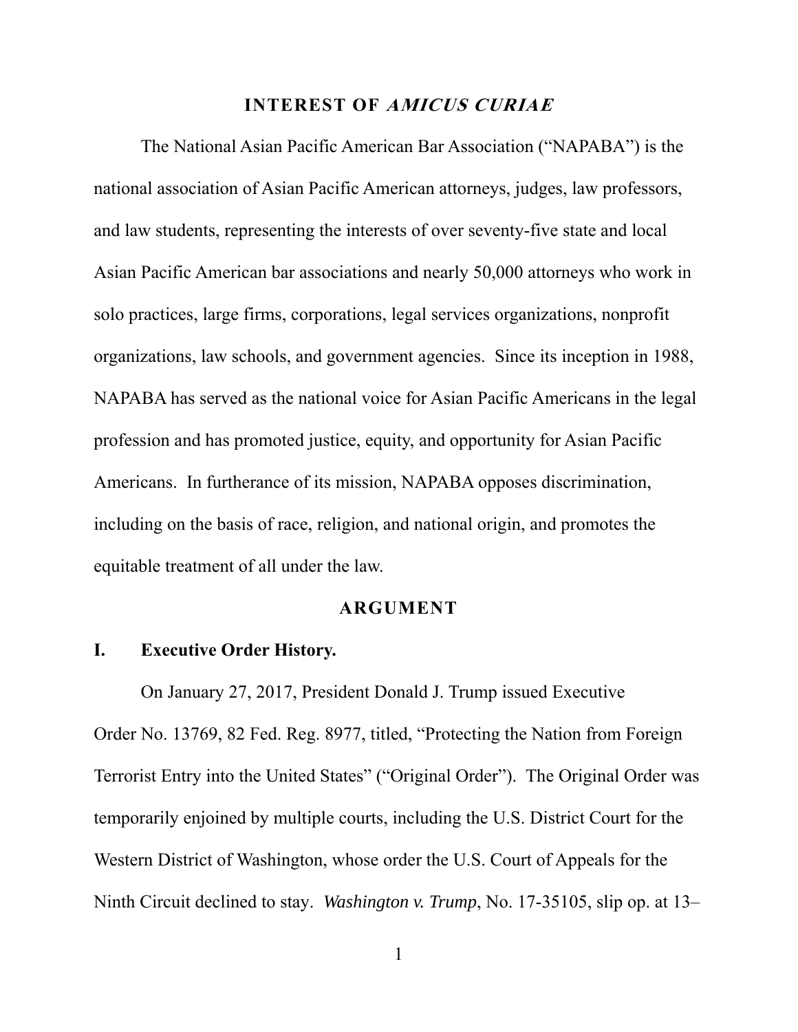## INTEREST OF *AMICUS CURIAE*

The National Asian Pacific American Bar Association ("NAPABA") is the national association of Asian Pacific American attorneys, judges, law professors, and law students, representing the interests of over seventy-five state and local Asian Pacific American bar associations and nearly 50,000 attorneys who work in solo practices, large firms, corporations, legal services organizations, nonprofit organizations, law schools, and government agencies. Since its inception in 1988, NAPABA has served as the national voice for Asian Pacific Americans in the legal profession and has promoted justice, equity, and opportunity for Asian Pacific Americans. In furtherance of its mission, NAPABA opposes discrimination, including on the basis of race, religion, and national origin, and promotes the equitable treatment of all under the law.

## ARGUMENT

### I. Executive Order History.

On January 27, 2017, President Donald J. Trump issued Executive Order No. 13769, 82 Fed. Reg. 8977, titled, "Protecting the Nation from Foreign Terrorist Entry into the United States" ("Original Order"). The Original Order was temporarily enjoined by multiple courts, including the U.S. District Court for the Western District of Washington, whose order the U.S. Court of Appeals for the Ninth Circuit declined to stay. *Washington v. Trump*, No. 17-35105, slip op. at 13–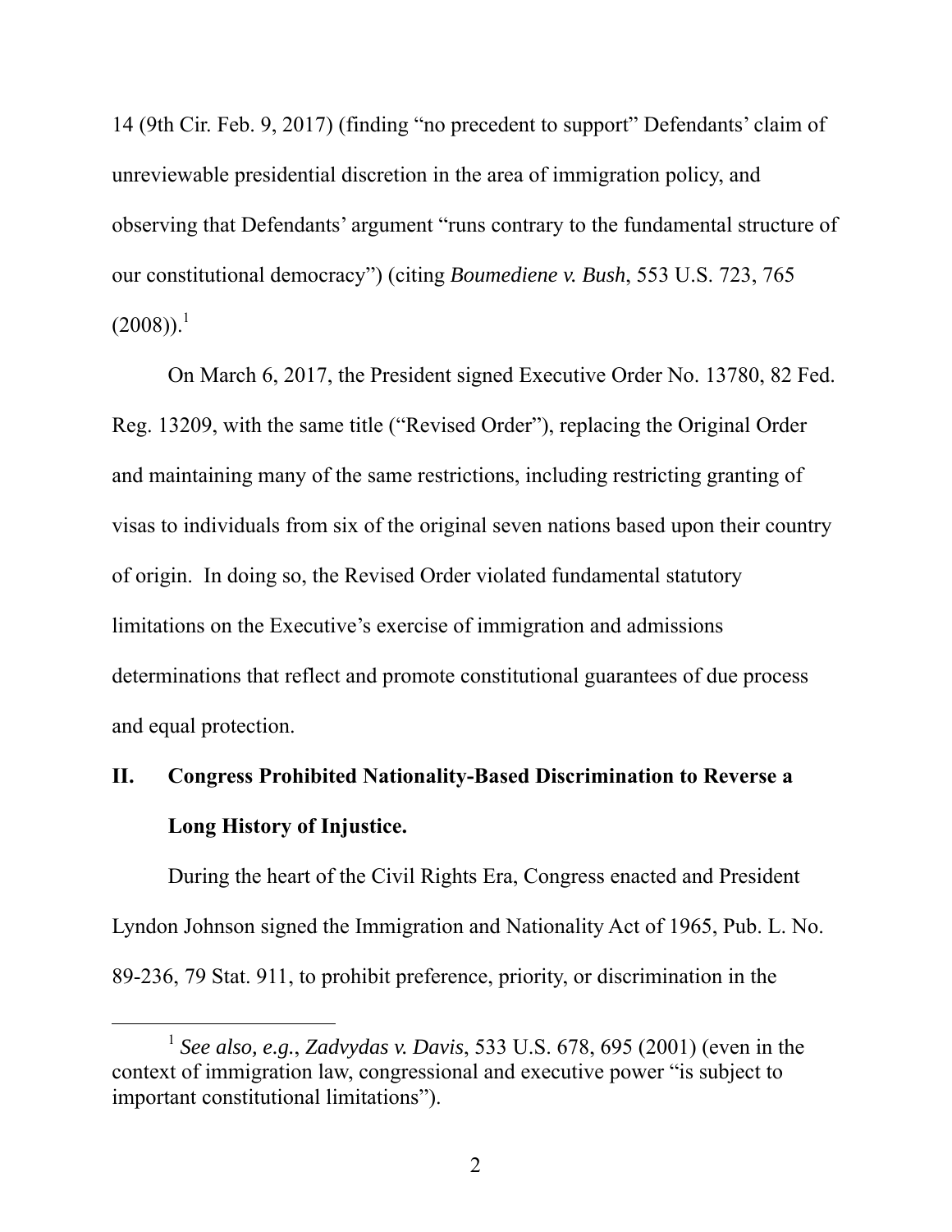14 (9th Cir. Feb. 9, 2017) (finding "no precedent to support" Defendants' claim of unreviewable presidential discretion in the area of immigration policy, and observing that Defendants' argument "runs contrary to the fundamental structure of our constitutional democracy") (citing *Boumediene v. Bush*, 553 U.S. 723, 765 (2008)).[1]

On March 6, 2017, the President signed Executive Order No. 13780, 82 Fed. Reg. 13209, with the same title ("Revised Order"), replacing the Original Order and maintaining many of the same restrictions, including restricting granting of visas to individuals from six of the original seven nations based upon their country of origin. In doing so, the Revised Order violated fundamental statutory limitations on the Executive's exercise of immigration and admissions determinations that reflect and promote constitutional guarantees of due process and equal protection.

## II. Congress Prohibited Nationality-Based Discrimination to Reverse a Long History of Injustice.

During the heart of the Civil Rights Era, Congress enacted and President Lyndon Johnson signed the Immigration and Nationality Act of 1965, Pub. L. No. 89-236, 79 Stat. 911, to prohibit preference, priority, or discrimination in the

---

[1] *See also, e.g.*, *Zadvydas v. Davis*, 533 U.S. 678, 695 (2001) (even in the context of immigration law, congressional and executive power "is subject to important constitutional limitations").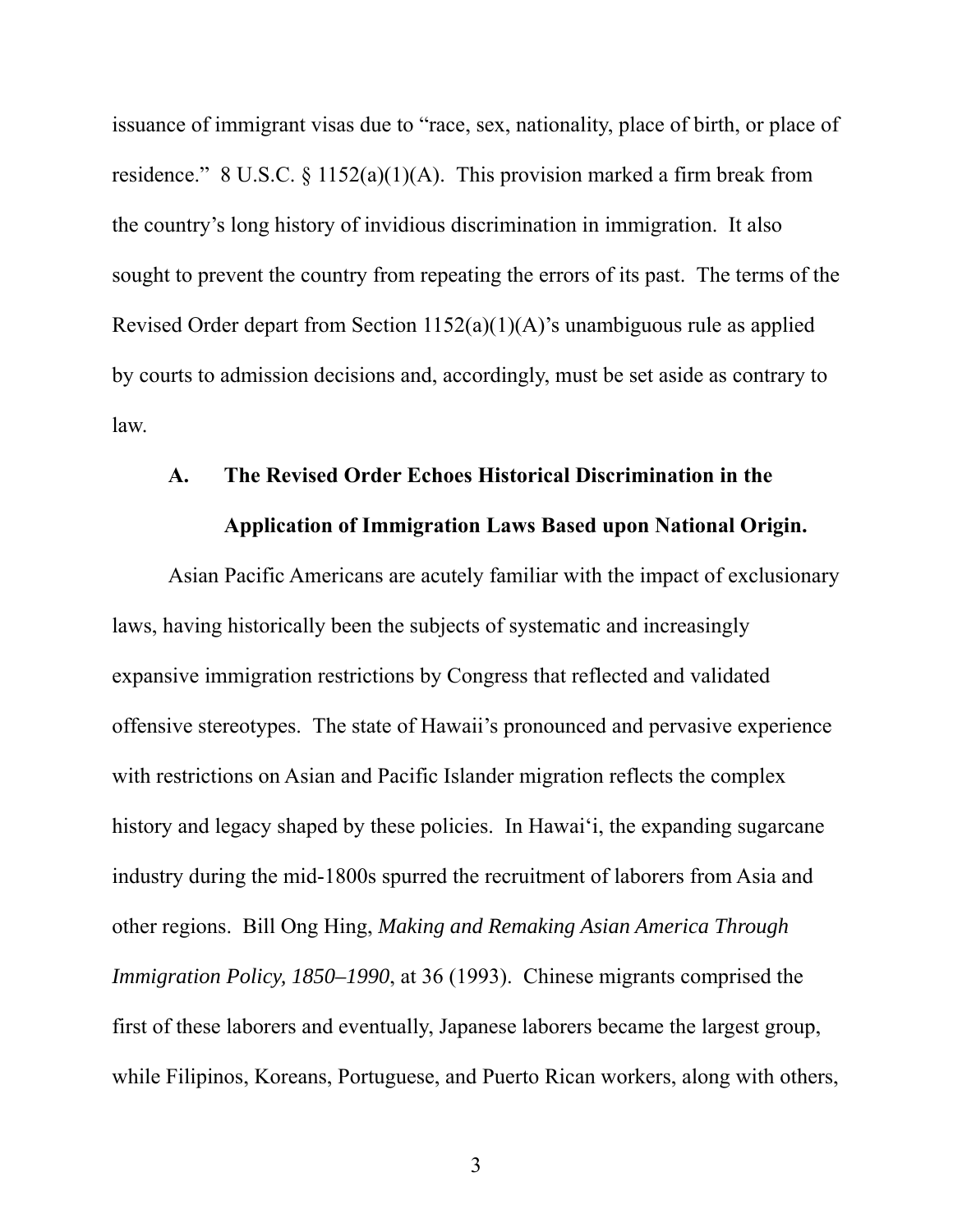issuance of immigrant visas due to "race, sex, nationality, place of birth, or place of residence." 8 U.S.C. § 1152(a)(1)(A). This provision marked a firm break from the country's long history of invidious discrimination in immigration. It also sought to prevent the country from repeating the errors of its past. The terms of the Revised Order depart from Section 1152(a)(1)(A)'s unambiguous rule as applied by courts to admission decisions and, accordingly, must be set aside as contrary to law.

### A. The Revised Order Echoes Historical Discrimination in the Application of Immigration Laws Based upon National Origin.

Asian Pacific Americans are acutely familiar with the impact of exclusionary laws, having historically been the subjects of systematic and increasingly expansive immigration restrictions by Congress that reflected and validated offensive stereotypes. The state of Hawaii's pronounced and pervasive experience with restrictions on Asian and Pacific Islander migration reflects the complex history and legacy shaped by these policies. In Hawai'i, the expanding sugarcane industry during the mid-1800s spurred the recruitment of laborers from Asia and other regions. Bill Ong Hing, *Making and Remaking Asian America Through Immigration Policy, 1850–1990*, at 36 (1993). Chinese migrants comprised the first of these laborers and eventually, Japanese laborers became the largest group, while Filipinos, Koreans, Portuguese, and Puerto Rican workers, along with others,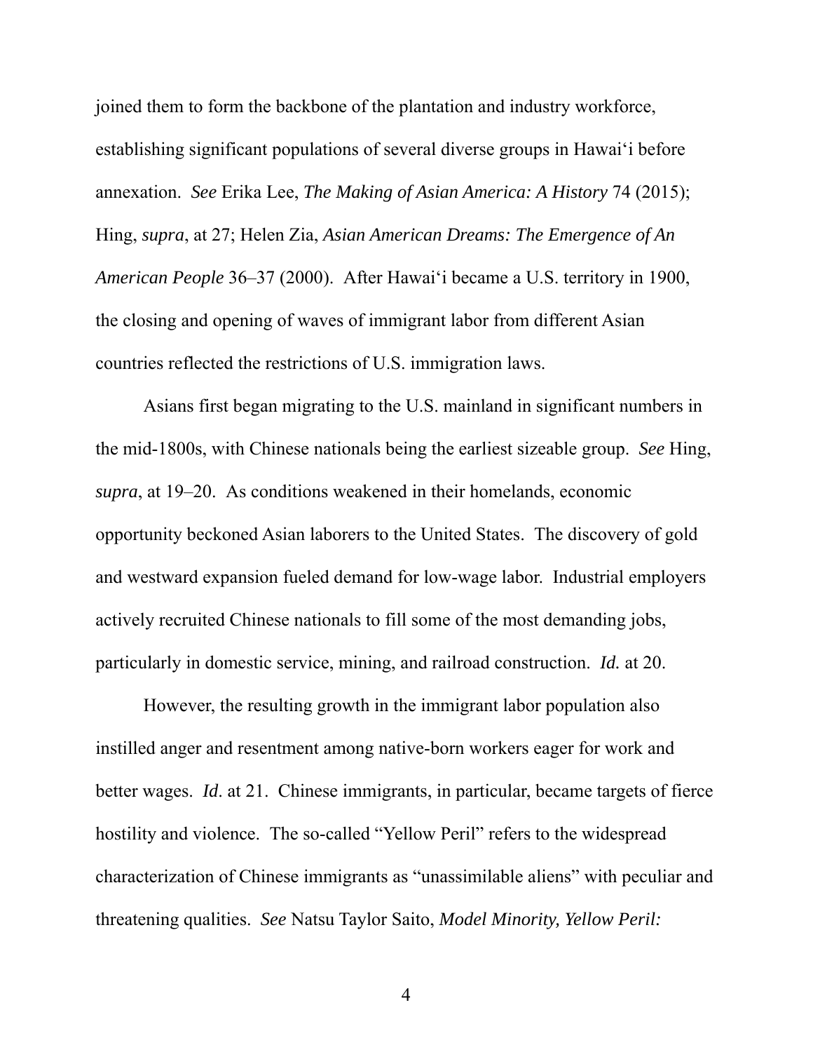joined them to form the backbone of the plantation and industry workforce, establishing significant populations of several diverse groups in Hawai'i before annexation. *See* Erika Lee, *The Making of Asian America: A History* 74 (2015); Hing, *supra*, at 27; Helen Zia, *Asian American Dreams: The Emergence of An American People* 36–37 (2000). After Hawai'i became a U.S. territory in 1900, the closing and opening of waves of immigrant labor from different Asian countries reflected the restrictions of U.S. immigration laws.

Asians first began migrating to the U.S. mainland in significant numbers in the mid-1800s, with Chinese nationals being the earliest sizeable group. *See* Hing, *supra*, at 19–20. As conditions weakened in their homelands, economic opportunity beckoned Asian laborers to the United States. The discovery of gold and westward expansion fueled demand for low-wage labor. Industrial employers actively recruited Chinese nationals to fill some of the most demanding jobs, particularly in domestic service, mining, and railroad construction. *Id.* at 20.

However, the resulting growth in the immigrant labor population also instilled anger and resentment among native-born workers eager for work and better wages. *Id*. at 21. Chinese immigrants, in particular, became targets of fierce hostility and violence. The so-called "Yellow Peril" refers to the widespread characterization of Chinese immigrants as "unassimilable aliens" with peculiar and threatening qualities. *See* Natsu Taylor Saito, *Model Minority, Yellow Peril:*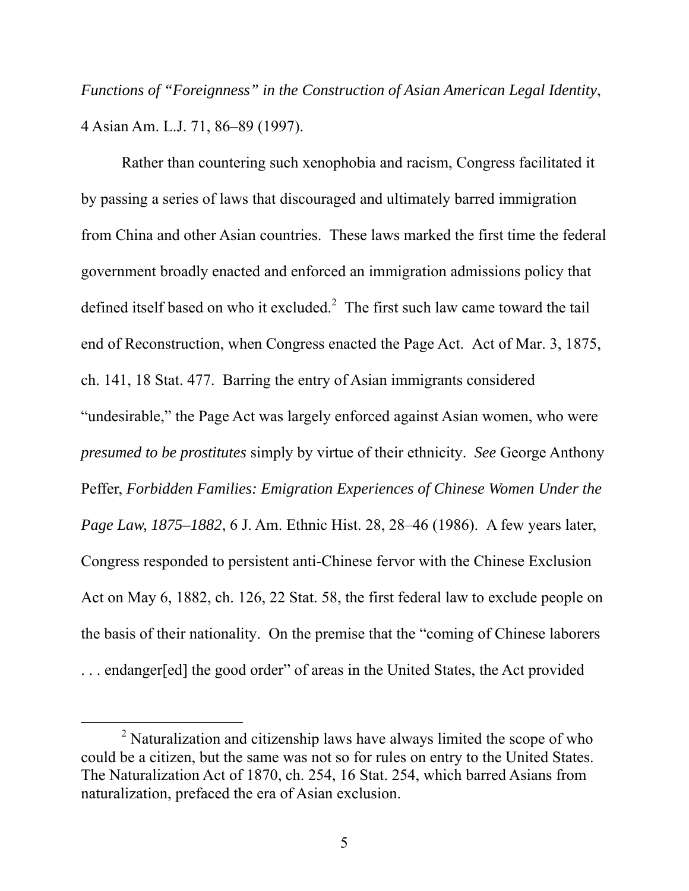*Functions of "Foreignness" in the Construction of Asian American Legal Identity*, 4 Asian Am. L.J. 71, 86–89 (1997).

Rather than countering such xenophobia and racism, Congress facilitated it by passing a series of laws that discouraged and ultimately barred immigration from China and other Asian countries. These laws marked the first time the federal government broadly enacted and enforced an immigration admissions policy that defined itself based on who it excluded.[2] The first such law came toward the tail end of Reconstruction, when Congress enacted the Page Act. Act of Mar. 3, 1875, ch. 141, 18 Stat. 477. Barring the entry of Asian immigrants considered "undesirable," the Page Act was largely enforced against Asian women, who were *presumed to be prostitutes* simply by virtue of their ethnicity. *See* George Anthony Peffer, *Forbidden Families: Emigration Experiences of Chinese Women Under the Page Law, 1875–1882*, 6 J. Am. Ethnic Hist. 28, 28–46 (1986). A few years later, Congress responded to persistent anti-Chinese fervor with the Chinese Exclusion Act on May 6, 1882, ch. 126, 22 Stat. 58, the first federal law to exclude people on the basis of their nationality. On the premise that the "coming of Chinese laborers . . . endanger[ed] the good order" of areas in the United States, the Act provided

[2] Naturalization and citizenship laws have always limited the scope of who could be a citizen, but the same was not so for rules on entry to the United States. The Naturalization Act of 1870, ch. 254, 16 Stat. 254, which barred Asians from naturalization, prefaced the era of Asian exclusion.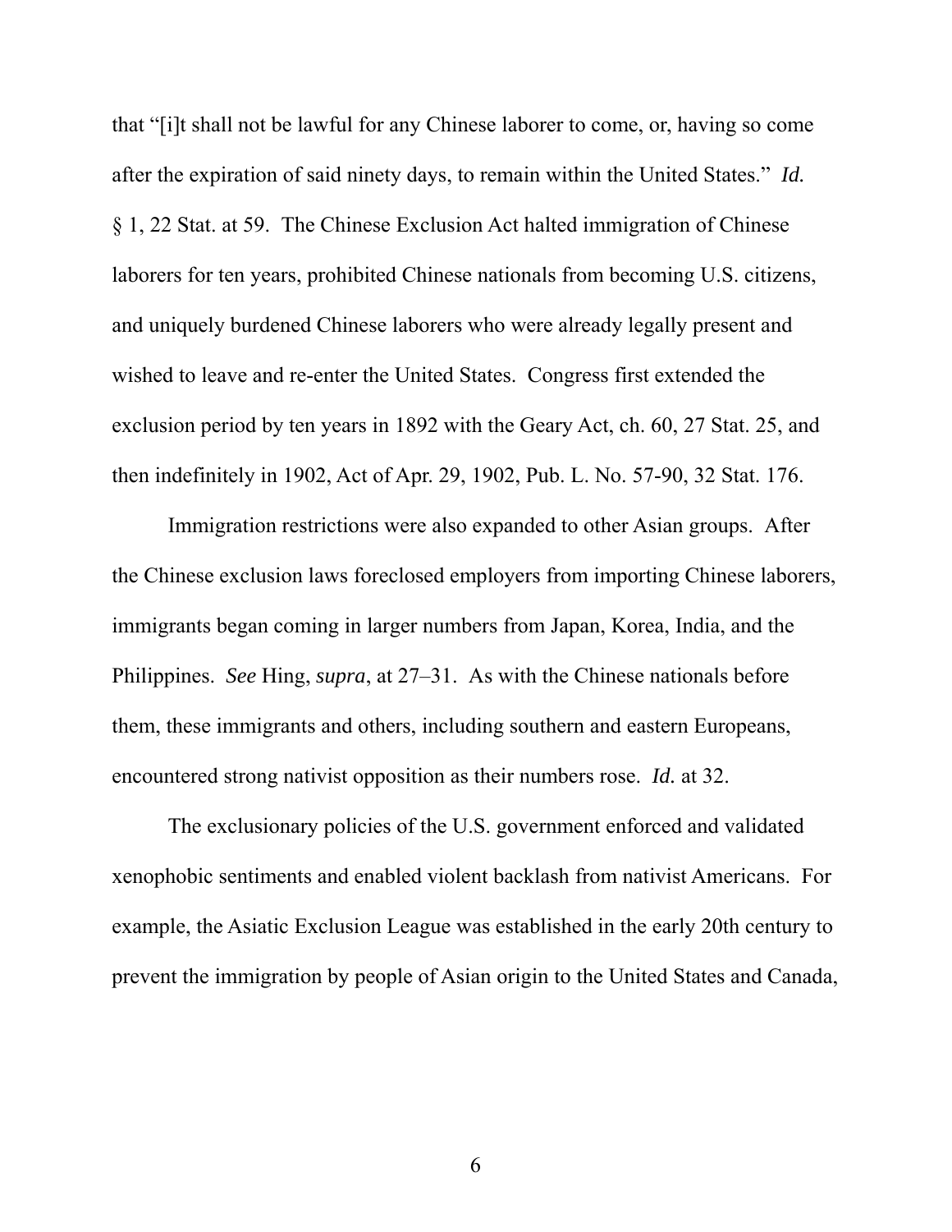that "[i]t shall not be lawful for any Chinese laborer to come, or, having so come after the expiration of said ninety days, to remain within the United States." *Id.* § 1, 22 Stat. at 59. The Chinese Exclusion Act halted immigration of Chinese laborers for ten years, prohibited Chinese nationals from becoming U.S. citizens, and uniquely burdened Chinese laborers who were already legally present and wished to leave and re-enter the United States. Congress first extended the exclusion period by ten years in 1892 with the Geary Act, ch. 60, 27 Stat. 25, and then indefinitely in 1902, Act of Apr. 29, 1902, Pub. L. No. 57-90, 32 Stat. 176.

Immigration restrictions were also expanded to other Asian groups. After the Chinese exclusion laws foreclosed employers from importing Chinese laborers, immigrants began coming in larger numbers from Japan, Korea, India, and the Philippines. *See* Hing, *supra*, at 27–31. As with the Chinese nationals before them, these immigrants and others, including southern and eastern Europeans, encountered strong nativist opposition as their numbers rose. *Id.* at 32.

The exclusionary policies of the U.S. government enforced and validated xenophobic sentiments and enabled violent backlash from nativist Americans. For example, the Asiatic Exclusion League was established in the early 20th century to prevent the immigration by people of Asian origin to the United States and Canada,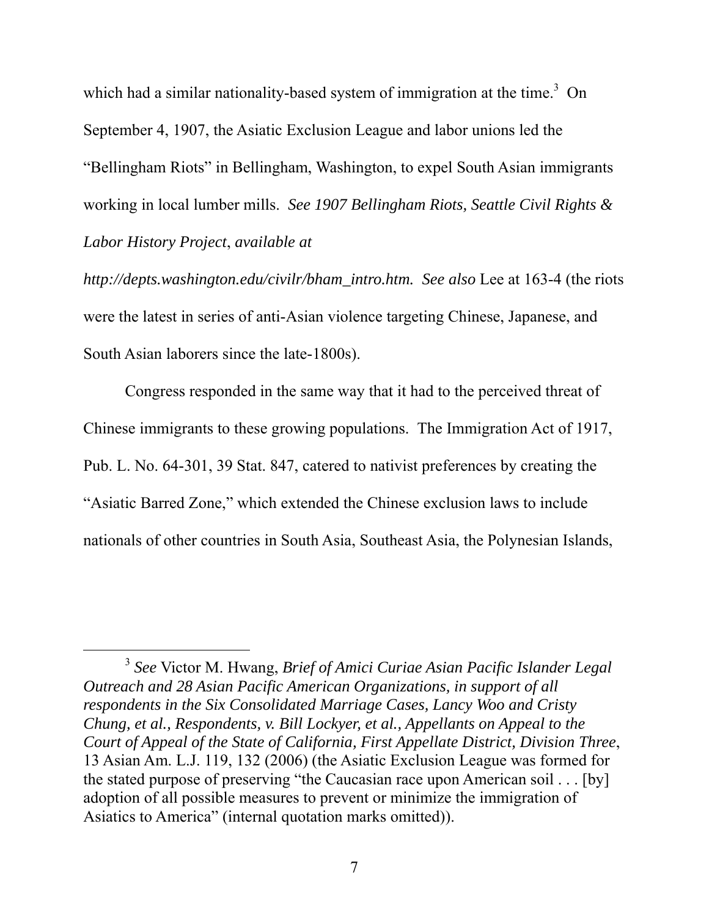which had a similar nationality-based system of immigration at the time.[3] On September 4, 1907, the Asiatic Exclusion League and labor unions led the "Bellingham Riots" in Bellingham, Washington, to expel South Asian immigrants working in local lumber mills. *See 1907 Bellingham Riots, Seattle Civil Rights & Labor History Project*, *available at http://depts.washington.edu/civilr/bham_intro.htm. See also* Lee at 163-4 (the riots were the latest in series of anti-Asian violence targeting Chinese, Japanese, and South Asian laborers since the late-1800s).

Congress responded in the same way that it had to the perceived threat of Chinese immigrants to these growing populations. The Immigration Act of 1917, Pub. L. No. 64-301, 39 Stat. 847, catered to nativist preferences by creating the "Asiatic Barred Zone," which extended the Chinese exclusion laws to include nationals of other countries in South Asia, Southeast Asia, the Polynesian Islands,

---

[3] *See* Victor M. Hwang, *Brief of Amici Curiae Asian Pacific Islander Legal Outreach and 28 Asian Pacific American Organizations, in support of all respondents in the Six Consolidated Marriage Cases, Lancy Woo and Cristy Chung, et al., Respondents, v. Bill Lockyer, et al., Appellants on Appeal to the Court of Appeal of the State of California, First Appellate District, Division Three*, 13 Asian Am. L.J. 119, 132 (2006) (the Asiatic Exclusion League was formed for the stated purpose of preserving "the Caucasian race upon American soil . . . [by] adoption of all possible measures to prevent or minimize the immigration of Asiatics to America" (internal quotation marks omitted)).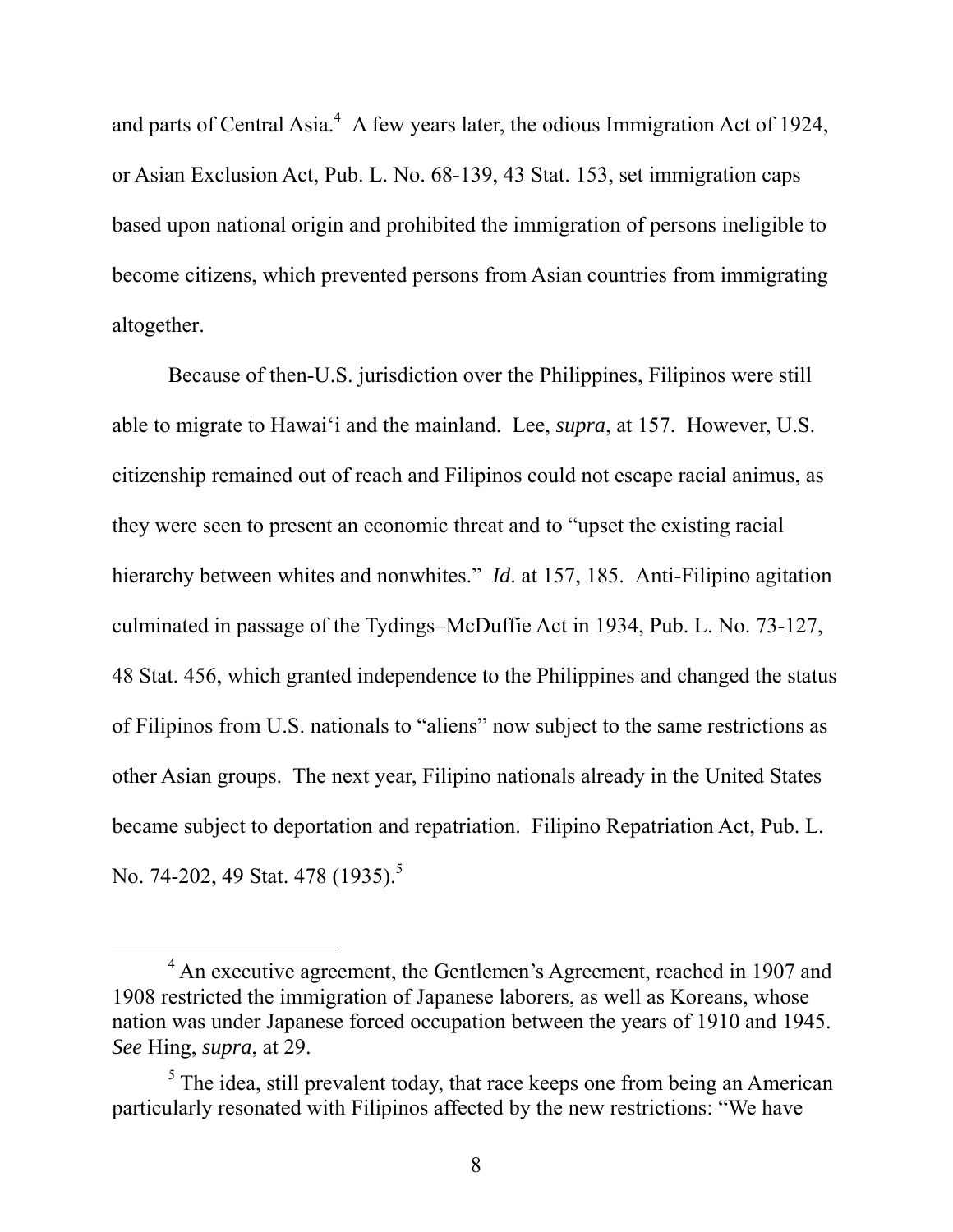and parts of Central Asia.[4] A few years later, the odious Immigration Act of 1924, or Asian Exclusion Act, Pub. L. No. 68-139, 43 Stat. 153, set immigration caps based upon national origin and prohibited the immigration of persons ineligible to become citizens, which prevented persons from Asian countries from immigrating altogether.

Because of then-U.S. jurisdiction over the Philippines, Filipinos were still able to migrate to Hawaiʻi and the mainland. Lee, *supra*, at 157. However, U.S. citizenship remained out of reach and Filipinos could not escape racial animus, as they were seen to present an economic threat and to "upset the existing racial hierarchy between whites and nonwhites." *Id*. at 157, 185. Anti-Filipino agitation culminated in passage of the Tydings–McDuffie Act in 1934, Pub. L. No. 73-127, 48 Stat. 456, which granted independence to the Philippines and changed the status of Filipinos from U.S. nationals to "aliens" now subject to the same restrictions as other Asian groups. The next year, Filipino nationals already in the United States became subject to deportation and repatriation. Filipino Repatriation Act, Pub. L. No. 74-202, 49 Stat. 478 (1935).[5]

---

[4] An executive agreement, the Gentlemen's Agreement, reached in 1907 and 1908 restricted the immigration of Japanese laborers, as well as Koreans, whose nation was under Japanese forced occupation between the years of 1910 and 1945. *See* Hing, *supra*, at 29.

[5] The idea, still prevalent today, that race keeps one from being an American particularly resonated with Filipinos affected by the new restrictions: "We have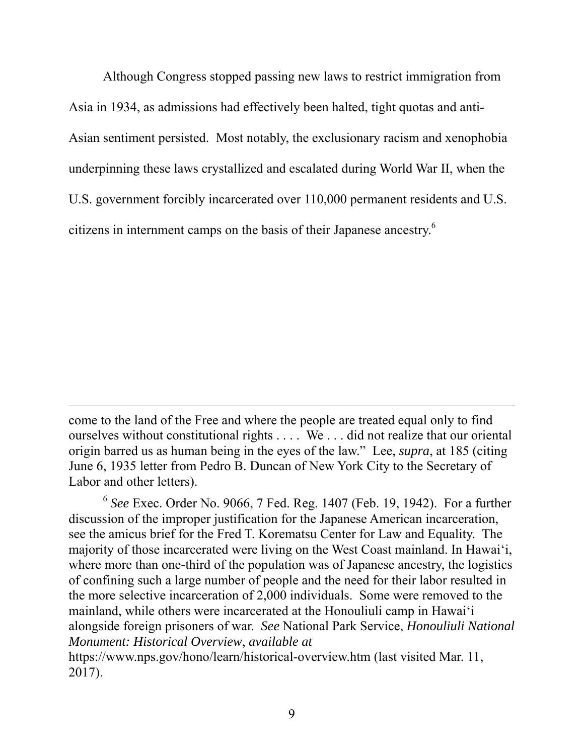Although Congress stopped passing new laws to restrict immigration from Asia in 1934, as admissions had effectively been halted, tight quotas and anti-Asian sentiment persisted. Most notably, the exclusionary racism and xenophobia underpinning these laws crystallized and escalated during World War II, when the U.S. government forcibly incarcerated over 110,000 permanent residents and U.S. citizens in internment camps on the basis of their Japanese ancestry.[6]

---

come to the land of the Free and where the people are treated equal only to find ourselves without constitutional rights . . . . We . . . did not realize that our oriental origin barred us as human being in the eyes of the law." Lee, *supra*, at 185 (citing June 6, 1935 letter from Pedro B. Duncan of New York City to the Secretary of Labor and other letters).

[6] *See* Exec. Order No. 9066, 7 Fed. Reg. 1407 (Feb. 19, 1942). For a further discussion of the improper justification for the Japanese American incarceration, see the amicus brief for the Fred T. Korematsu Center for Law and Equality. The majority of those incarcerated were living on the West Coast mainland. In Hawai'i, where more than one-third of the population was of Japanese ancestry, the logistics of confining such a large number of people and the need for their labor resulted in the more selective incarceration of 2,000 individuals. Some were removed to the mainland, while others were incarcerated at the Honouliuli camp in Hawai'i alongside foreign prisoners of war. *See* National Park Service, *Honouliuli National Monument: Historical Overview*, *available at* https://www.nps.gov/hono/learn/historical-overview.htm (last visited Mar. 11, 2017).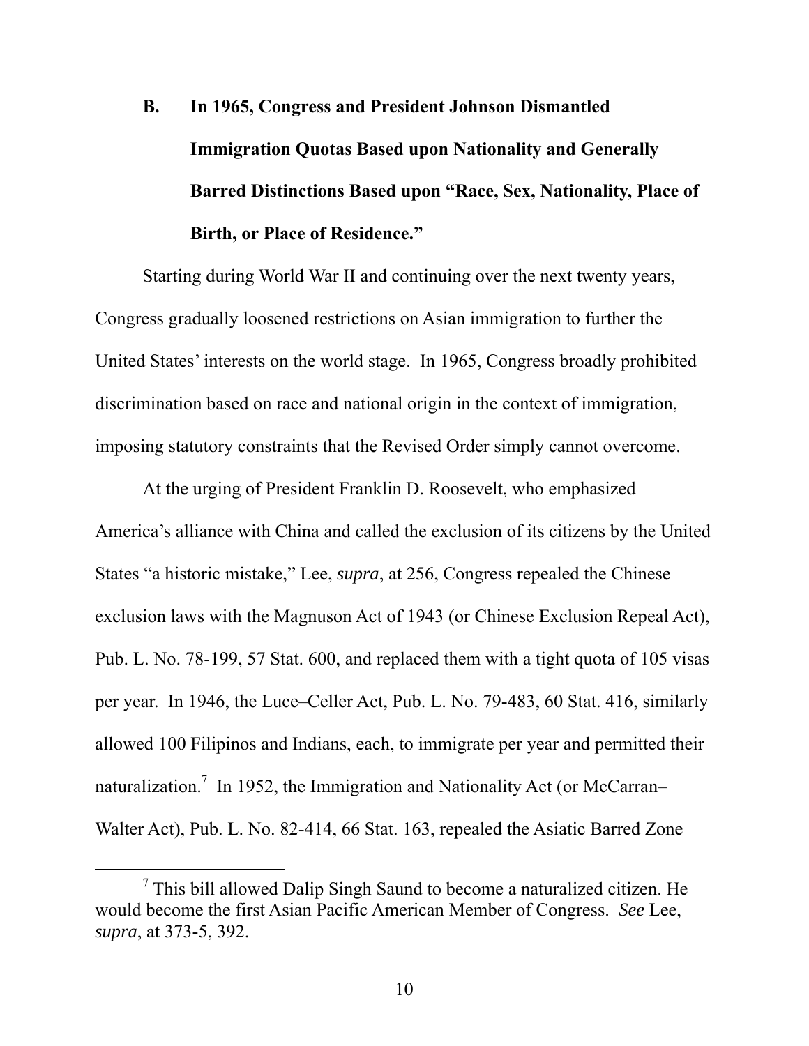### B. In 1965, Congress and President Johnson Dismantled Immigration Quotas Based upon Nationality and Generally Barred Distinctions Based upon "Race, Sex, Nationality, Place of Birth, or Place of Residence."

Starting during World War II and continuing over the next twenty years, Congress gradually loosened restrictions on Asian immigration to further the United States' interests on the world stage. In 1965, Congress broadly prohibited discrimination based on race and national origin in the context of immigration, imposing statutory constraints that the Revised Order simply cannot overcome.

At the urging of President Franklin D. Roosevelt, who emphasized America's alliance with China and called the exclusion of its citizens by the United States "a historic mistake," Lee, *supra*, at 256, Congress repealed the Chinese exclusion laws with the Magnuson Act of 1943 (or Chinese Exclusion Repeal Act), Pub. L. No. 78-199, 57 Stat. 600, and replaced them with a tight quota of 105 visas per year. In 1946, the Luce–Celler Act, Pub. L. No. 79-483, 60 Stat. 416, similarly allowed 100 Filipinos and Indians, each, to immigrate per year and permitted their naturalization.[7] In 1952, the Immigration and Nationality Act (or McCarran–Walter Act), Pub. L. No. 82-414, 66 Stat. 163, repealed the Asiatic Barred Zone

---

[7] This bill allowed Dalip Singh Saund to become a naturalized citizen. He would become the first Asian Pacific American Member of Congress. *See* Lee, *supra*, at 373-5, 392.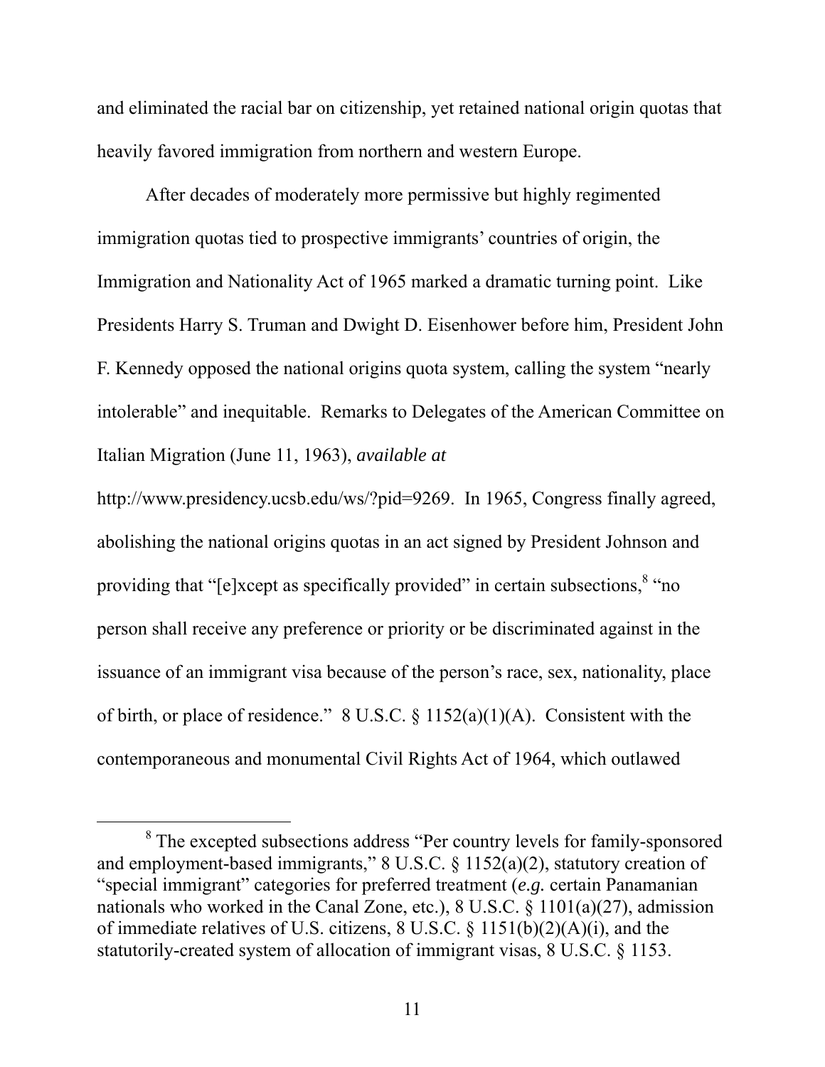and eliminated the racial bar on citizenship, yet retained national origin quotas that heavily favored immigration from northern and western Europe.

After decades of moderately more permissive but highly regimented immigration quotas tied to prospective immigrants' countries of origin, the Immigration and Nationality Act of 1965 marked a dramatic turning point. Like Presidents Harry S. Truman and Dwight D. Eisenhower before him, President John F. Kennedy opposed the national origins quota system, calling the system "nearly intolerable" and inequitable. Remarks to Delegates of the American Committee on Italian Migration (June 11, 1963), *available at* http://www.presidency.ucsb.edu/ws/?pid=9269. In 1965, Congress finally agreed, abolishing the national origins quotas in an act signed by President Johnson and providing that "[e]xcept as specifically provided" in certain subsections,[8] "no person shall receive any preference or priority or be discriminated against in the issuance of an immigrant visa because of the person's race, sex, nationality, place of birth, or place of residence." 8 U.S.C. § 1152(a)(1)(A). Consistent with the contemporaneous and monumental Civil Rights Act of 1964, which outlawed

---

[8] The excepted subsections address "Per country levels for family-sponsored and employment-based immigrants," 8 U.S.C. § 1152(a)(2), statutory creation of "special immigrant" categories for preferred treatment (*e.g.* certain Panamanian nationals who worked in the Canal Zone, etc.), 8 U.S.C. § 1101(a)(27), admission of immediate relatives of U.S. citizens, 8 U.S.C. § 1151(b)(2)(A)(i), and the statutorily-created system of allocation of immigrant visas, 8 U.S.C. § 1153.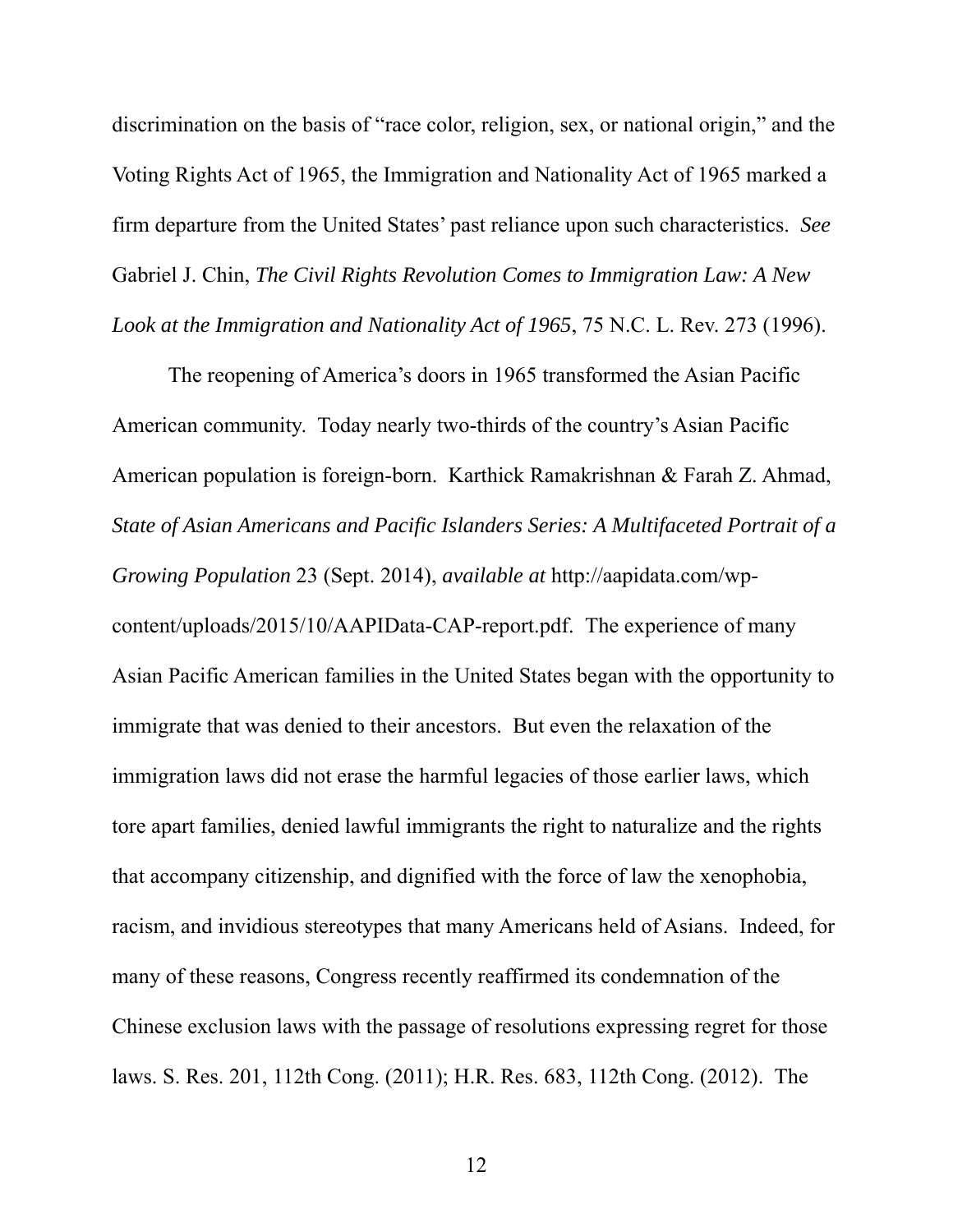discrimination on the basis of "race color, religion, sex, or national origin," and the Voting Rights Act of 1965, the Immigration and Nationality Act of 1965 marked a firm departure from the United States' past reliance upon such characteristics. *See* Gabriel J. Chin, *The Civil Rights Revolution Comes to Immigration Law: A New Look at the Immigration and Nationality Act of 1965*, 75 N.C. L. Rev. 273 (1996).

The reopening of America's doors in 1965 transformed the Asian Pacific American community. Today nearly two-thirds of the country's Asian Pacific American population is foreign-born. Karthick Ramakrishnan & Farah Z. Ahmad, *State of Asian Americans and Pacific Islanders Series: A Multifaceted Portrait of a Growing Population* 23 (Sept. 2014), *available at* http://aapidata.com/wp-content/uploads/2015/10/AAPIData-CAP-report.pdf. The experience of many Asian Pacific American families in the United States began with the opportunity to immigrate that was denied to their ancestors. But even the relaxation of the immigration laws did not erase the harmful legacies of those earlier laws, which tore apart families, denied lawful immigrants the right to naturalize and the rights that accompany citizenship, and dignified with the force of law the xenophobia, racism, and invidious stereotypes that many Americans held of Asians. Indeed, for many of these reasons, Congress recently reaffirmed its condemnation of the Chinese exclusion laws with the passage of resolutions expressing regret for those laws. S. Res. 201, 112th Cong. (2011); H.R. Res. 683, 112th Cong. (2012). The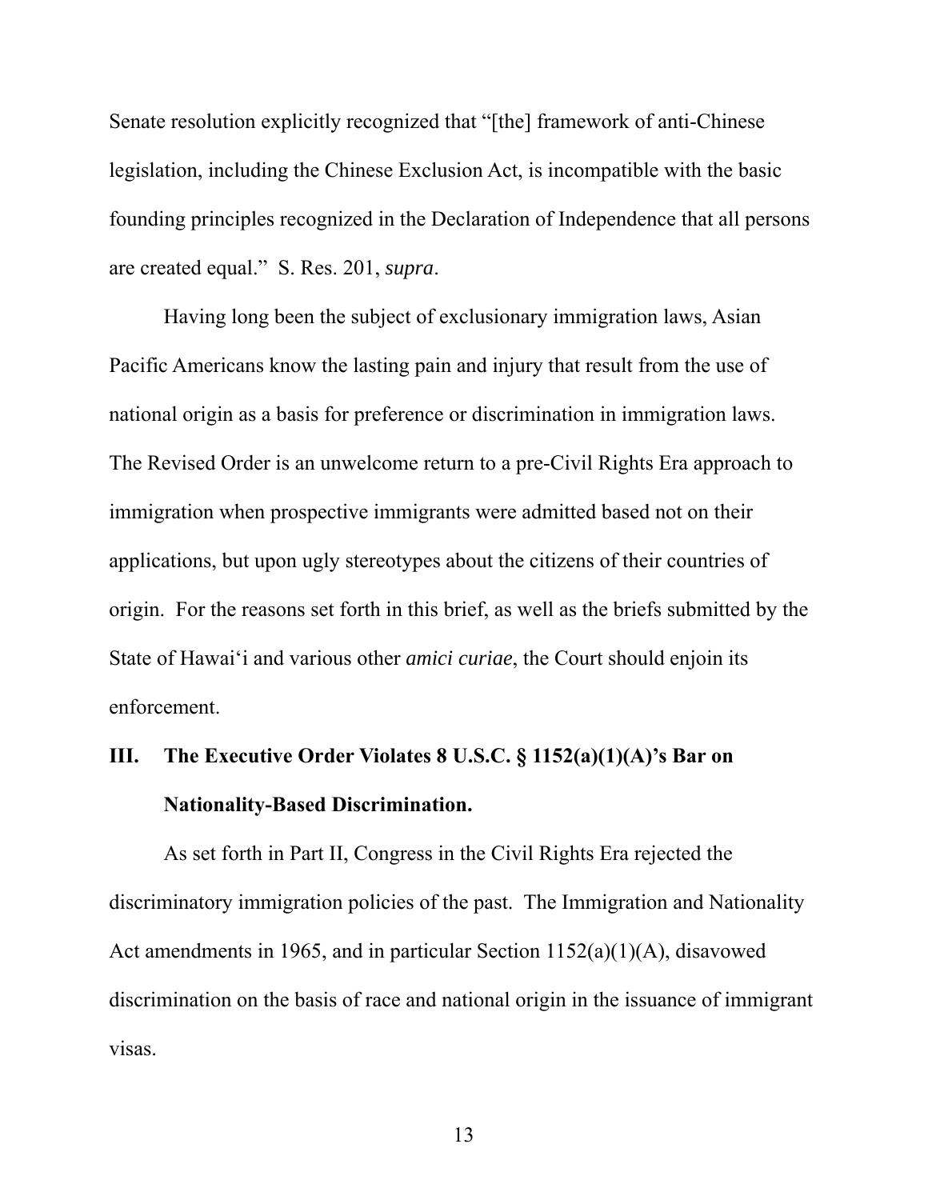Senate resolution explicitly recognized that "[the] framework of anti-Chinese legislation, including the Chinese Exclusion Act, is incompatible with the basic founding principles recognized in the Declaration of Independence that all persons are created equal." S. Res. 201, *supra*.

Having long been the subject of exclusionary immigration laws, Asian Pacific Americans know the lasting pain and injury that result from the use of national origin as a basis for preference or discrimination in immigration laws. The Revised Order is an unwelcome return to a pre-Civil Rights Era approach to immigration when prospective immigrants were admitted based not on their applications, but upon ugly stereotypes about the citizens of their countries of origin. For the reasons set forth in this brief, as well as the briefs submitted by the State of Hawaiʻi and various other *amici curiae*, the Court should enjoin its enforcement.

## III. The Executive Order Violates 8 U.S.C. § 1152(a)(1)(A)'s Bar on Nationality-Based Discrimination.

As set forth in Part II, Congress in the Civil Rights Era rejected the discriminatory immigration policies of the past. The Immigration and Nationality Act amendments in 1965, and in particular Section 1152(a)(1)(A), disavowed discrimination on the basis of race and national origin in the issuance of immigrant visas.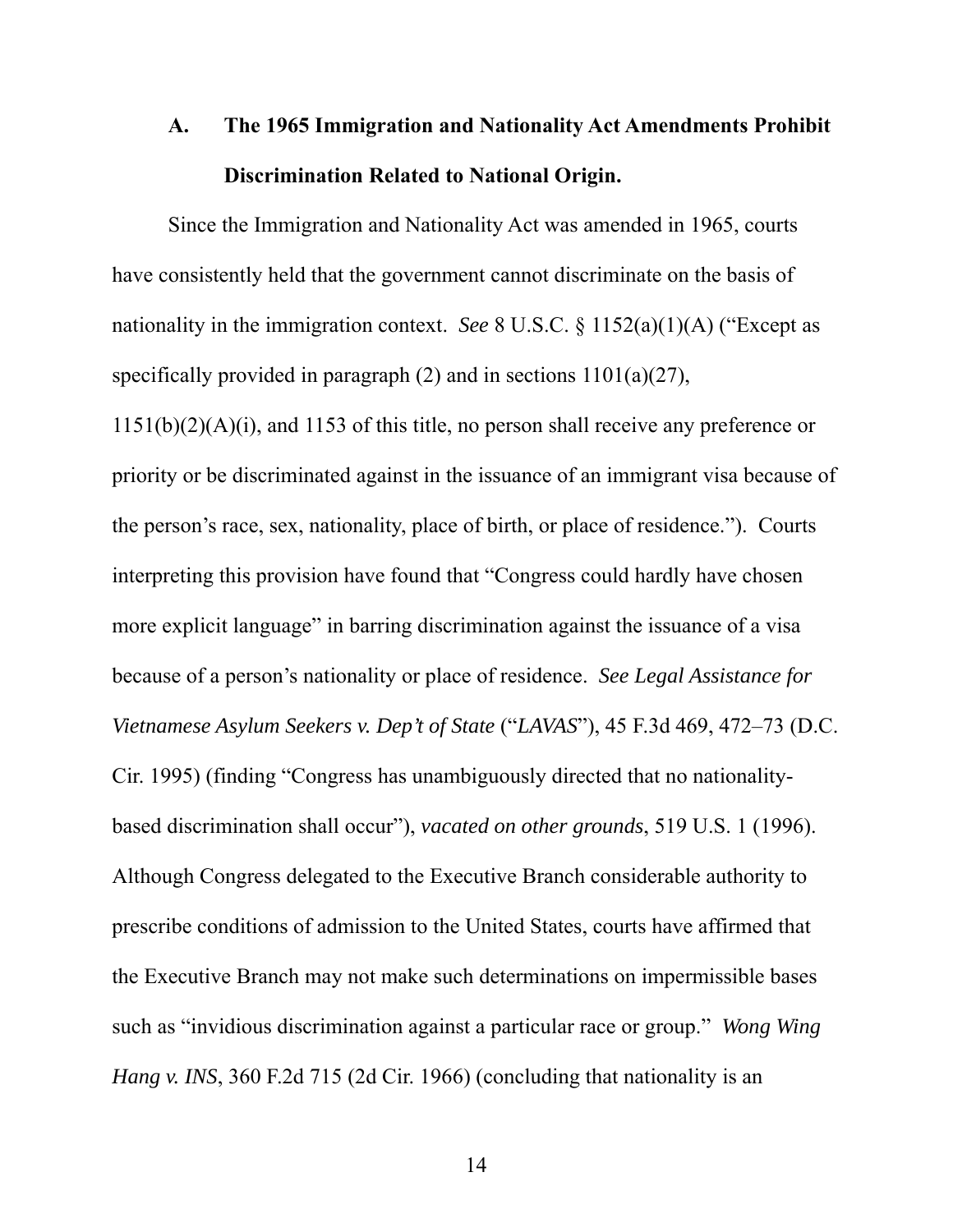### A. The 1965 Immigration and Nationality Act Amendments Prohibit Discrimination Related to National Origin.

Since the Immigration and Nationality Act was amended in 1965, courts have consistently held that the government cannot discriminate on the basis of nationality in the immigration context. *See* 8 U.S.C. § 1152(a)(1)(A) ("Except as specifically provided in paragraph (2) and in sections 1101(a)(27), 1151(b)(2)(A)(i), and 1153 of this title, no person shall receive any preference or priority or be discriminated against in the issuance of an immigrant visa because of the person's race, sex, nationality, place of birth, or place of residence."). Courts interpreting this provision have found that "Congress could hardly have chosen more explicit language" in barring discrimination against the issuance of a visa because of a person's nationality or place of residence. *See Legal Assistance for Vietnamese Asylum Seekers v. Dep't of State* ("*LAVAS*"), 45 F.3d 469, 472–73 (D.C. Cir. 1995) (finding "Congress has unambiguously directed that no nationality-based discrimination shall occur"), *vacated on other grounds*, 519 U.S. 1 (1996). Although Congress delegated to the Executive Branch considerable authority to prescribe conditions of admission to the United States, courts have affirmed that the Executive Branch may not make such determinations on impermissible bases such as "invidious discrimination against a particular race or group." *Wong Wing Hang v. INS*, 360 F.2d 715 (2d Cir. 1966) (concluding that nationality is an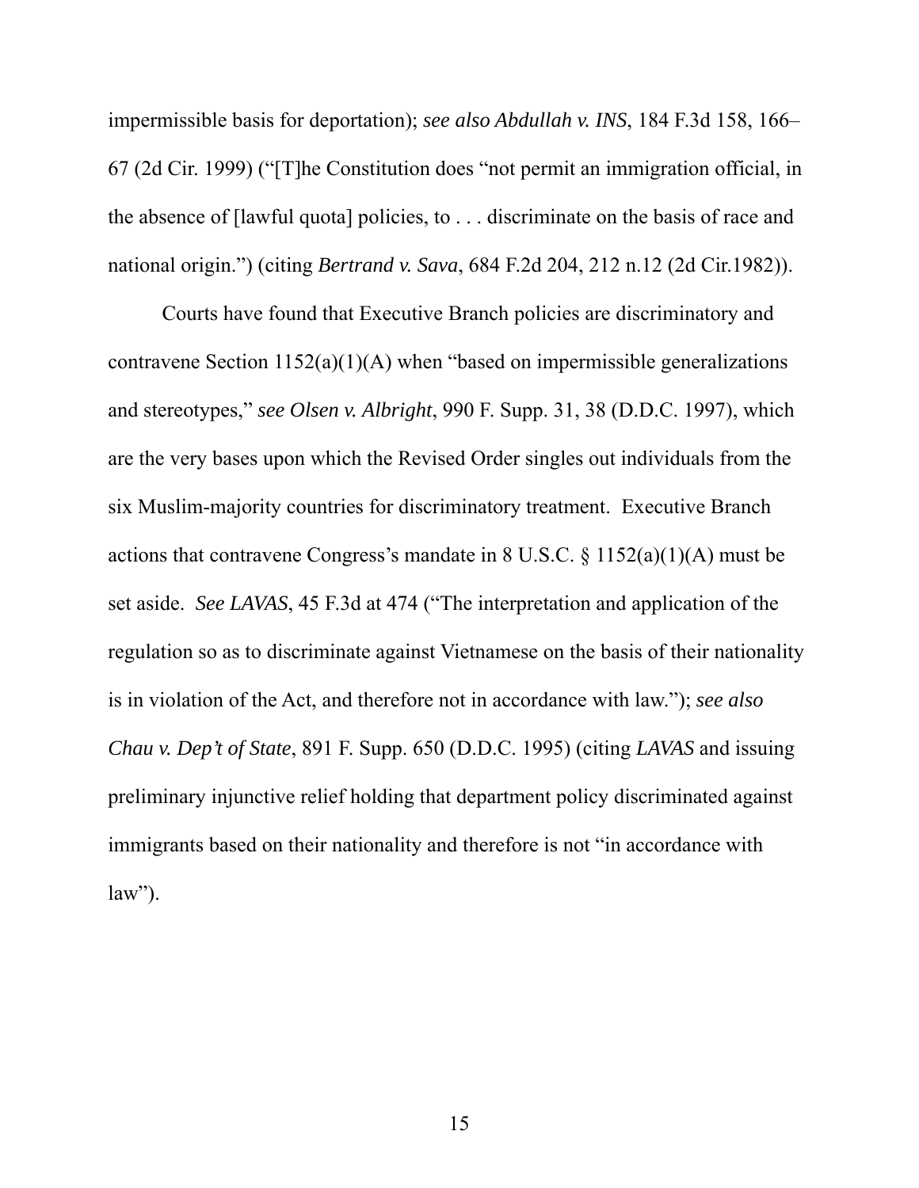impermissible basis for deportation); *see also Abdullah v. INS*, 184 F.3d 158, 166–67 (2d Cir. 1999) ("[T]he Constitution does "not permit an immigration official, in the absence of [lawful quota] policies, to . . . discriminate on the basis of race and national origin.") (citing *Bertrand v. Sava*, 684 F.2d 204, 212 n.12 (2d Cir.1982)).

Courts have found that Executive Branch policies are discriminatory and contravene Section 1152(a)(1)(A) when "based on impermissible generalizations and stereotypes," *see Olsen v. Albright*, 990 F. Supp. 31, 38 (D.D.C. 1997), which are the very bases upon which the Revised Order singles out individuals from the six Muslim-majority countries for discriminatory treatment. Executive Branch actions that contravene Congress's mandate in 8 U.S.C. § 1152(a)(1)(A) must be set aside. *See LAVAS*, 45 F.3d at 474 ("The interpretation and application of the regulation so as to discriminate against Vietnamese on the basis of their nationality is in violation of the Act, and therefore not in accordance with law."); *see also Chau v. Dep't of State*, 891 F. Supp. 650 (D.D.C. 1995) (citing *LAVAS* and issuing preliminary injunctive relief holding that department policy discriminated against immigrants based on their nationality and therefore is not "in accordance with law").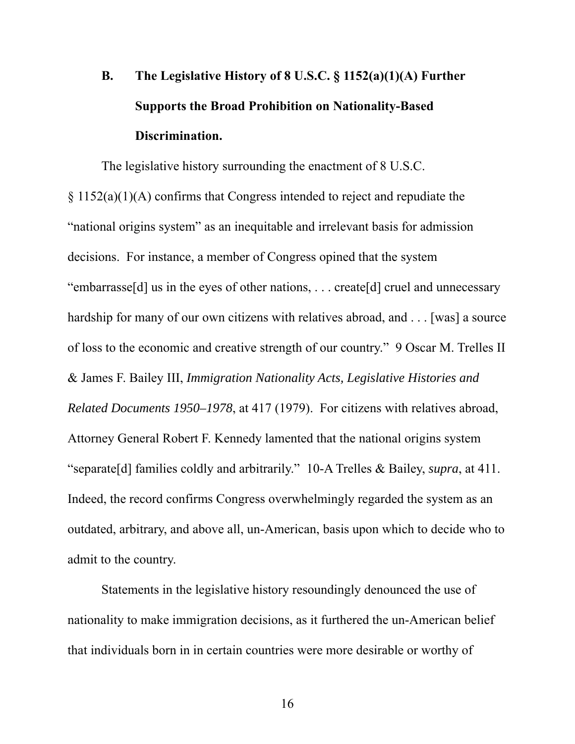### B. The Legislative History of 8 U.S.C. § 1152(a)(1)(A) Further Supports the Broad Prohibition on Nationality-Based Discrimination.

The legislative history surrounding the enactment of 8 U.S.C. § 1152(a)(1)(A) confirms that Congress intended to reject and repudiate the "national origins system" as an inequitable and irrelevant basis for admission decisions. For instance, a member of Congress opined that the system "embarrasse[d] us in the eyes of other nations, . . . create[d] cruel and unnecessary hardship for many of our own citizens with relatives abroad, and . . . [was] a source of loss to the economic and creative strength of our country." 9 Oscar M. Trelles II & James F. Bailey III, *Immigration Nationality Acts, Legislative Histories and Related Documents 1950–1978*, at 417 (1979). For citizens with relatives abroad, Attorney General Robert F. Kennedy lamented that the national origins system "separate[d] families coldly and arbitrarily." 10-A Trelles & Bailey, *supra*, at 411. Indeed, the record confirms Congress overwhelmingly regarded the system as an outdated, arbitrary, and above all, un-American, basis upon which to decide who to admit to the country.

Statements in the legislative history resoundingly denounced the use of nationality to make immigration decisions, as it furthered the un-American belief that individuals born in in certain countries were more desirable or worthy of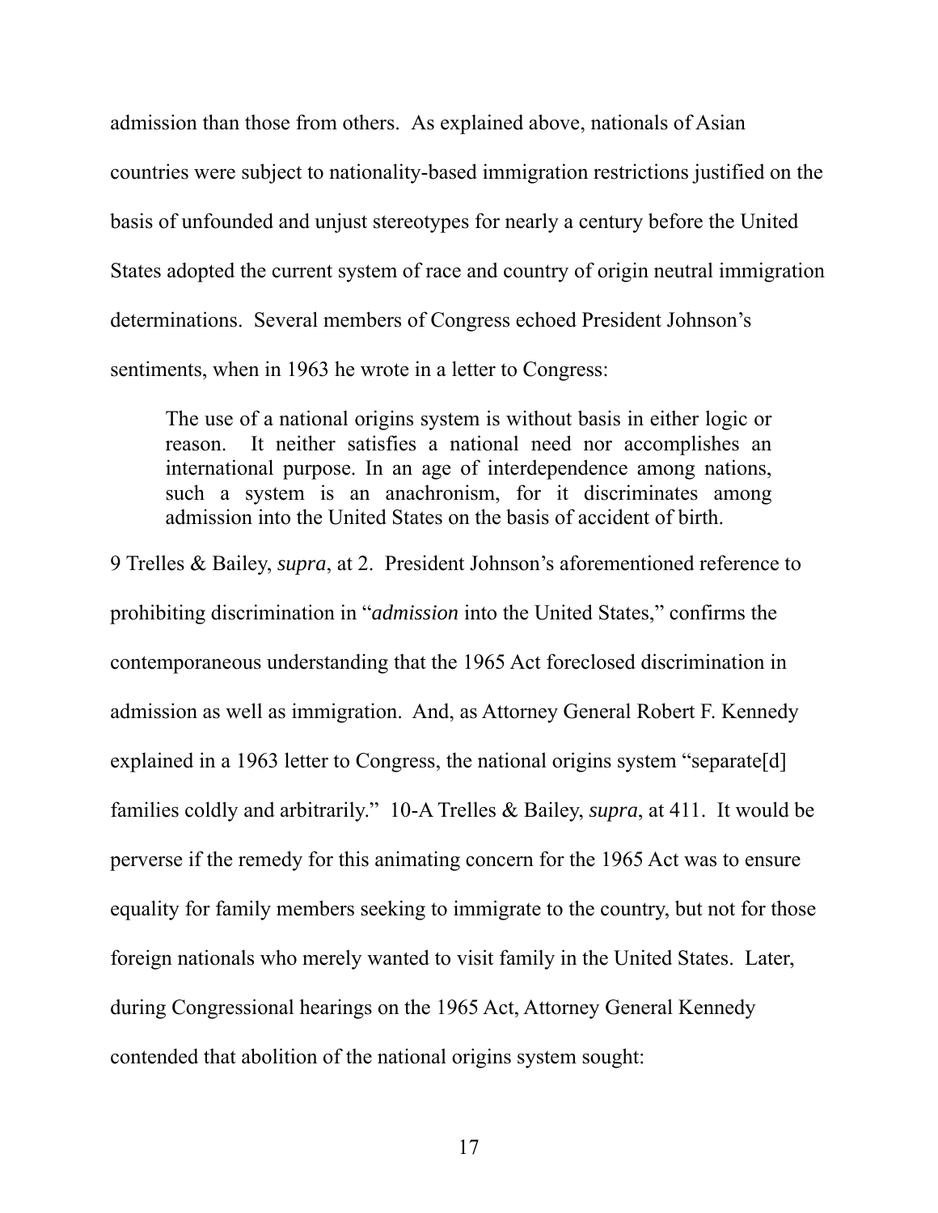admission than those from others. As explained above, nationals of Asian countries were subject to nationality-based immigration restrictions justified on the basis of unfounded and unjust stereotypes for nearly a century before the United States adopted the current system of race and country of origin neutral immigration determinations. Several members of Congress echoed President Johnson's sentiments, when in 1963 he wrote in a letter to Congress:

> The use of a national origins system is without basis in either logic or reason. It neither satisfies a national need nor accomplishes an international purpose. In an age of interdependence among nations, such a system is an anachronism, for it discriminates among admission into the United States on the basis of accident of birth.

9 Trelles & Bailey, *supra*, at 2. President Johnson's aforementioned reference to prohibiting discrimination in "*admission* into the United States," confirms the contemporaneous understanding that the 1965 Act foreclosed discrimination in admission as well as immigration. And, as Attorney General Robert F. Kennedy explained in a 1963 letter to Congress, the national origins system "separate[d] families coldly and arbitrarily." 10-A Trelles & Bailey, *supra*, at 411. It would be perverse if the remedy for this animating concern for the 1965 Act was to ensure equality for family members seeking to immigrate to the country, but not for those foreign nationals who merely wanted to visit family in the United States. Later, during Congressional hearings on the 1965 Act, Attorney General Kennedy contended that abolition of the national origins system sought: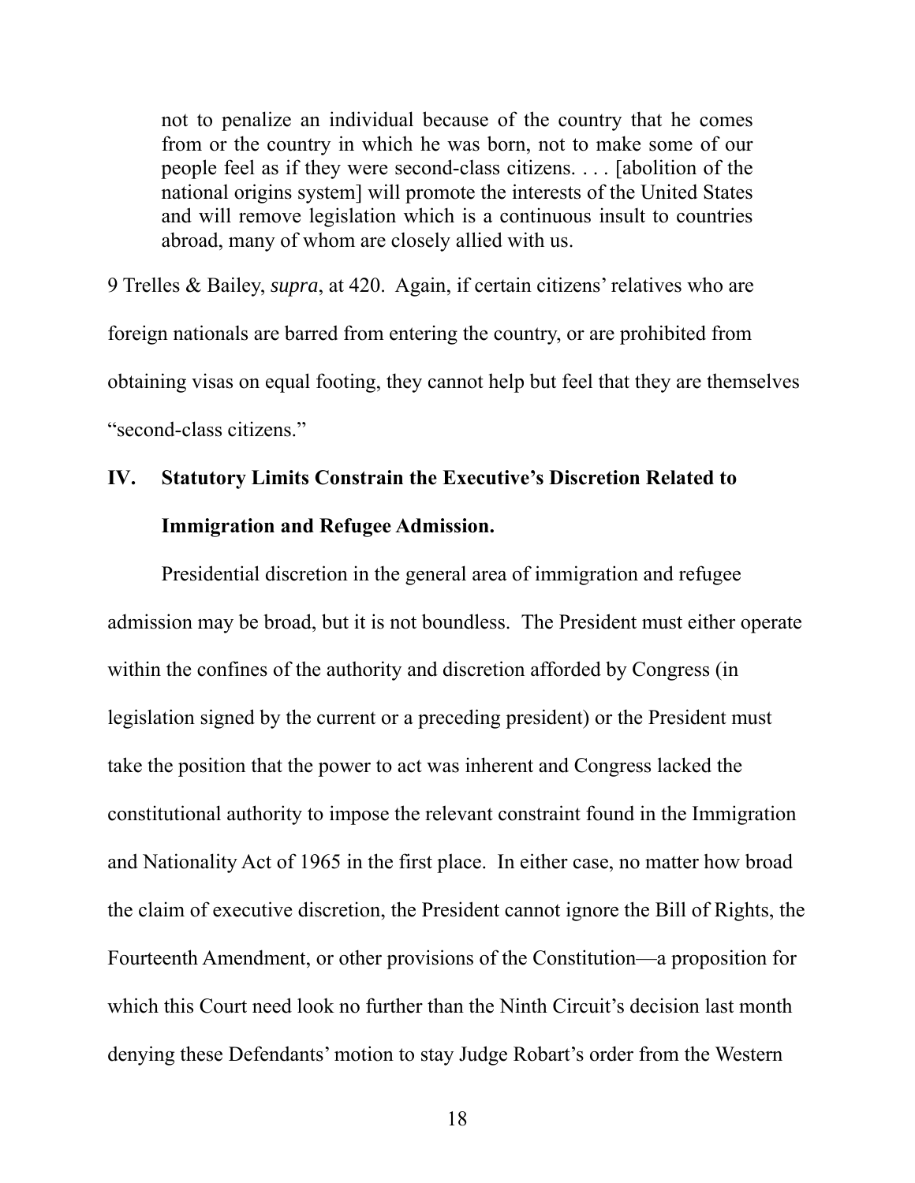> not to penalize an individual because of the country that he comes from or the country in which he was born, not to make some of our people feel as if they were second-class citizens. . . . [abolition of the national origins system] will promote the interests of the United States and will remove legislation which is a continuous insult to countries abroad, many of whom are closely allied with us.

9 Trelles & Bailey, *supra*, at 420. Again, if certain citizens' relatives who are foreign nationals are barred from entering the country, or are prohibited from obtaining visas on equal footing, they cannot help but feel that they are themselves "second-class citizens."

## IV. Statutory Limits Constrain the Executive's Discretion Related to Immigration and Refugee Admission.

Presidential discretion in the general area of immigration and refugee admission may be broad, but it is not boundless. The President must either operate within the confines of the authority and discretion afforded by Congress (in legislation signed by the current or a preceding president) or the President must take the position that the power to act was inherent and Congress lacked the constitutional authority to impose the relevant constraint found in the Immigration and Nationality Act of 1965 in the first place. In either case, no matter how broad the claim of executive discretion, the President cannot ignore the Bill of Rights, the Fourteenth Amendment, or other provisions of the Constitution—a proposition for which this Court need look no further than the Ninth Circuit's decision last month denying these Defendants' motion to stay Judge Robart's order from the Western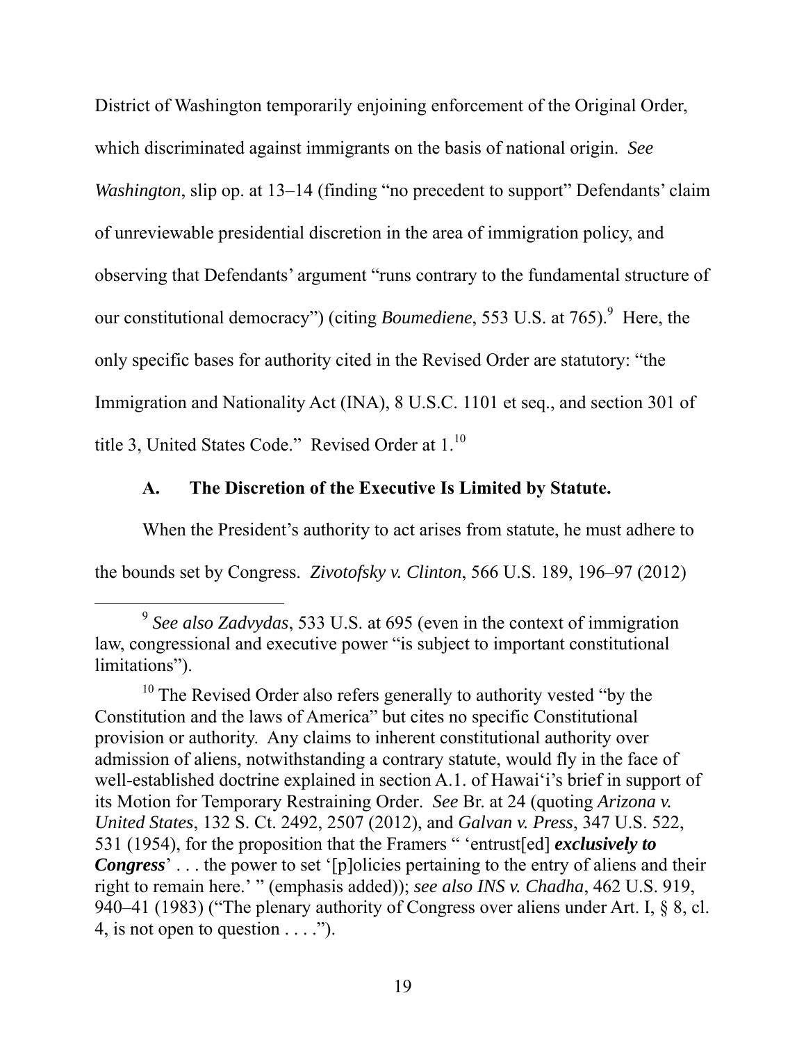District of Washington temporarily enjoining enforcement of the Original Order, which discriminated against immigrants on the basis of national origin. *See Washington*, slip op. at 13–14 (finding "no precedent to support" Defendants' claim of unreviewable presidential discretion in the area of immigration policy, and observing that Defendants' argument "runs contrary to the fundamental structure of our constitutional democracy") (citing *Boumediene*, 553 U.S. at 765).[9] Here, the only specific bases for authority cited in the Revised Order are statutory: "the Immigration and Nationality Act (INA), 8 U.S.C. 1101 et seq., and section 301 of title 3, United States Code." Revised Order at 1.[10]

### A. The Discretion of the Executive Is Limited by Statute.

When the President's authority to act arises from statute, he must adhere to the bounds set by Congress. *Zivotofsky v. Clinton*, 566 U.S. 189, 196–97 (2012)

---

[9] *See also Zadvydas*, 533 U.S. at 695 (even in the context of immigration law, congressional and executive power "is subject to important constitutional limitations").

[10] The Revised Order also refers generally to authority vested "by the Constitution and the laws of America" but cites no specific Constitutional provision or authority. Any claims to inherent constitutional authority over admission of aliens, notwithstanding a contrary statute, would fly in the face of well-established doctrine explained in section A.1. of Hawai'i's brief in support of its Motion for Temporary Restraining Order. *See* Br. at 24 (quoting *Arizona v. United States*, 132 S. Ct. 2492, 2507 (2012), and *Galvan v. Press*, 347 U.S. 522, 531 (1954), for the proposition that the Framers " 'entrust[ed] ***exclusively to Congress***' . . . the power to set '[p]olicies pertaining to the entry of aliens and their right to remain here.' " (emphasis added)); *see also INS v. Chadha*, 462 U.S. 919, 940–41 (1983) ("The plenary authority of Congress over aliens under Art. I, § 8, cl. 4, is not open to question . . . .").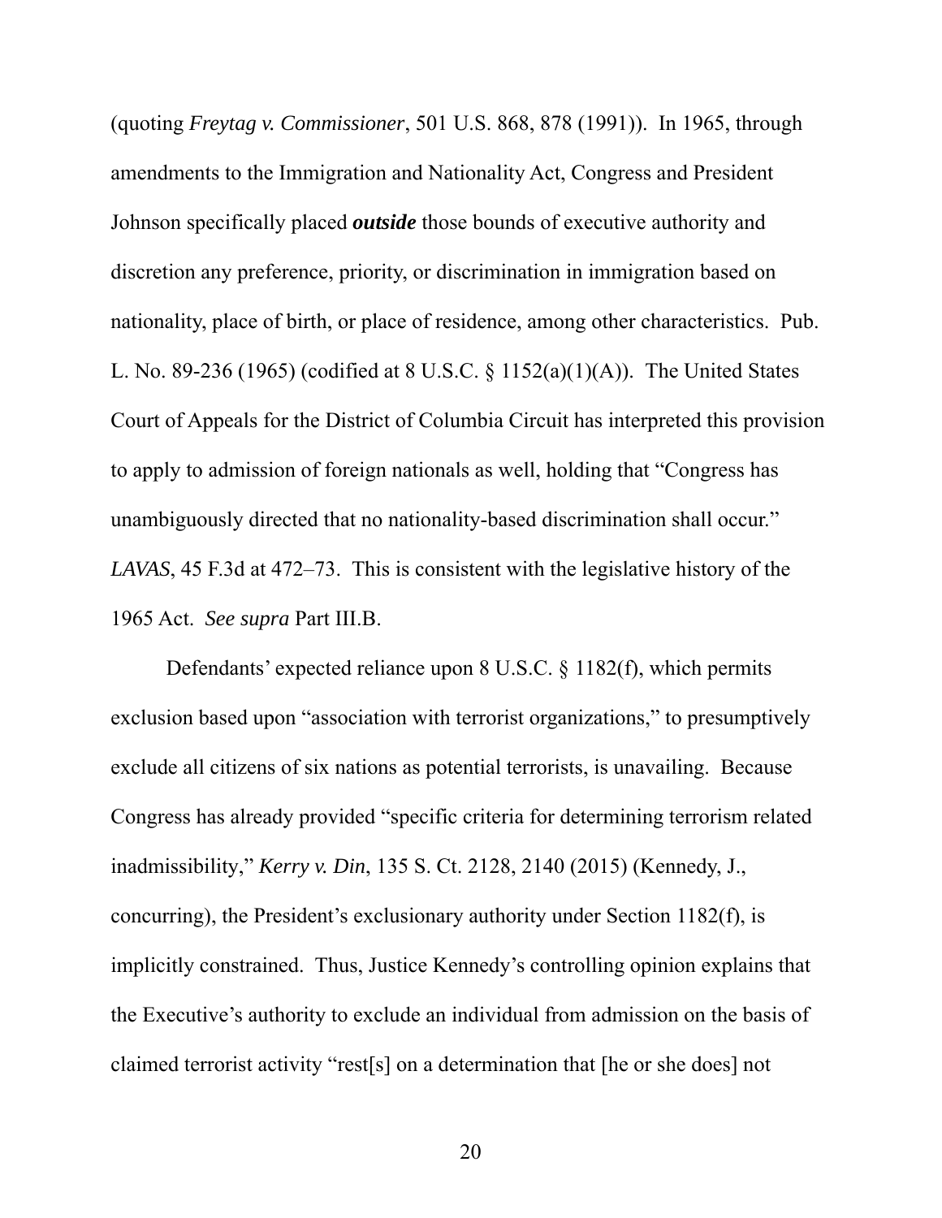(quoting *Freytag v. Commissioner*, 501 U.S. 868, 878 (1991)). In 1965, through amendments to the Immigration and Nationality Act, Congress and President Johnson specifically placed ***outside*** those bounds of executive authority and discretion any preference, priority, or discrimination in immigration based on nationality, place of birth, or place of residence, among other characteristics. Pub. L. No. 89-236 (1965) (codified at 8 U.S.C. § 1152(a)(1)(A)). The United States Court of Appeals for the District of Columbia Circuit has interpreted this provision to apply to admission of foreign nationals as well, holding that "Congress has unambiguously directed that no nationality-based discrimination shall occur." *LAVAS*, 45 F.3d at 472–73. This is consistent with the legislative history of the 1965 Act. *See supra* Part III.B.

Defendants' expected reliance upon 8 U.S.C. § 1182(f), which permits exclusion based upon "association with terrorist organizations," to presumptively exclude all citizens of six nations as potential terrorists, is unavailing. Because Congress has already provided "specific criteria for determining terrorism related inadmissibility," *Kerry v. Din*, 135 S. Ct. 2128, 2140 (2015) (Kennedy, J., concurring), the President's exclusionary authority under Section 1182(f), is implicitly constrained. Thus, Justice Kennedy's controlling opinion explains that the Executive's authority to exclude an individual from admission on the basis of claimed terrorist activity "rest[s] on a determination that [he or she does] not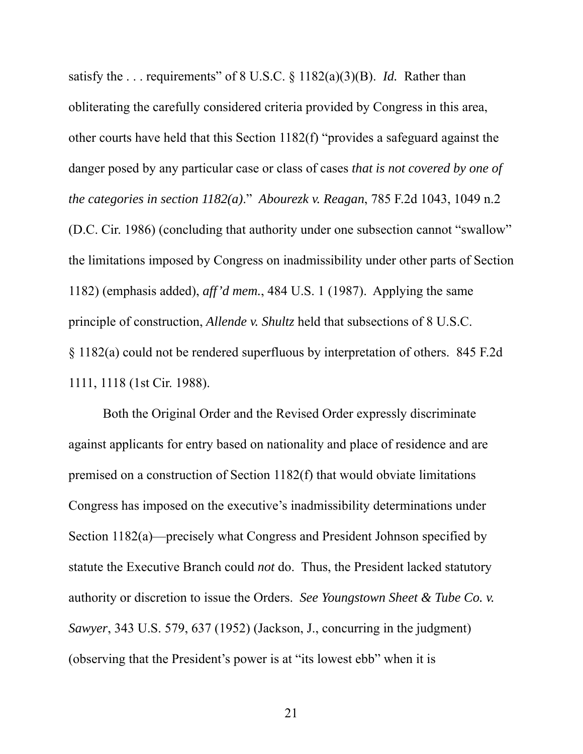satisfy the . . . requirements" of 8 U.S.C. § 1182(a)(3)(B). *Id.* Rather than obliterating the carefully considered criteria provided by Congress in this area, other courts have held that this Section 1182(f) "provides a safeguard against the danger posed by any particular case or class of cases *that is not covered by one of the categories in section 1182(a)*." *Abourezk v. Reagan*, 785 F.2d 1043, 1049 n.2 (D.C. Cir. 1986) (concluding that authority under one subsection cannot "swallow" the limitations imposed by Congress on inadmissibility under other parts of Section 1182) (emphasis added), *aff'd mem.*, 484 U.S. 1 (1987). Applying the same principle of construction, *Allende v. Shultz* held that subsections of 8 U.S.C. § 1182(a) could not be rendered superfluous by interpretation of others. 845 F.2d 1111, 1118 (1st Cir. 1988).

Both the Original Order and the Revised Order expressly discriminate against applicants for entry based on nationality and place of residence and are premised on a construction of Section 1182(f) that would obviate limitations Congress has imposed on the executive's inadmissibility determinations under Section 1182(a)—precisely what Congress and President Johnson specified by statute the Executive Branch could *not* do. Thus, the President lacked statutory authority or discretion to issue the Orders. *See Youngstown Sheet & Tube Co. v. Sawyer*, 343 U.S. 579, 637 (1952) (Jackson, J., concurring in the judgment) (observing that the President's power is at "its lowest ebb" when it is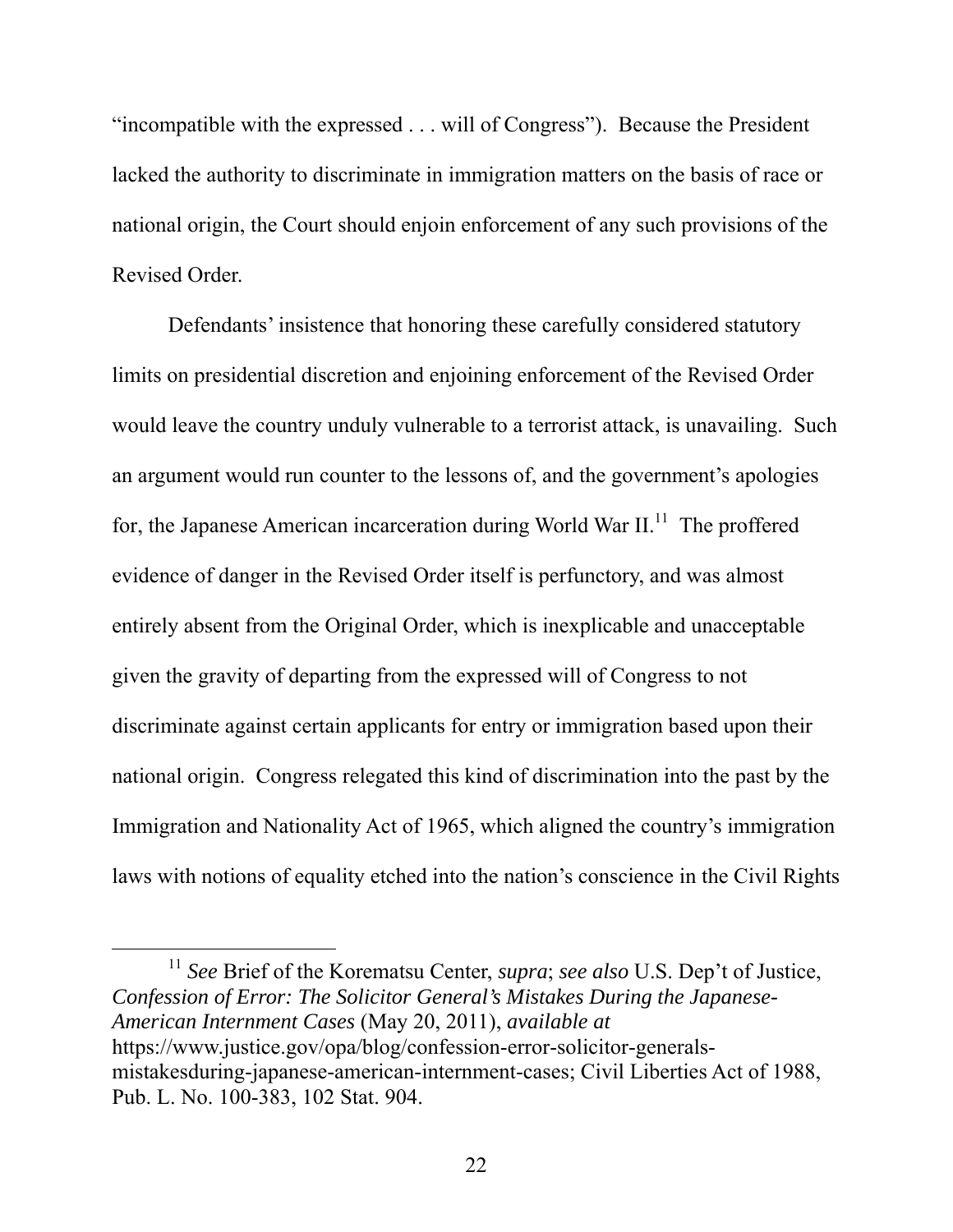"incompatible with the expressed . . . will of Congress"). Because the President lacked the authority to discriminate in immigration matters on the basis of race or national origin, the Court should enjoin enforcement of any such provisions of the Revised Order.

Defendants' insistence that honoring these carefully considered statutory limits on presidential discretion and enjoining enforcement of the Revised Order would leave the country unduly vulnerable to a terrorist attack, is unavailing. Such an argument would run counter to the lessons of, and the government's apologies for, the Japanese American incarceration during World War II.[11] The proffered evidence of danger in the Revised Order itself is perfunctory, and was almost entirely absent from the Original Order, which is inexplicable and unacceptable given the gravity of departing from the expressed will of Congress to not discriminate against certain applicants for entry or immigration based upon their national origin. Congress relegated this kind of discrimination into the past by the Immigration and Nationality Act of 1965, which aligned the country's immigration laws with notions of equality etched into the nation's conscience in the Civil Rights

---

[11] *See* Brief of the Korematsu Center, *supra*; *see also* U.S. Dep't of Justice, *Confession of Error: The Solicitor General's Mistakes During the Japanese-American Internment Cases* (May 20, 2011), *available at* https://www.justice.gov/opa/blog/confession-error-solicitor-generals-mistakesduring-japanese-american-internment-cases; Civil Liberties Act of 1988, Pub. L. No. 100-383, 102 Stat. 904.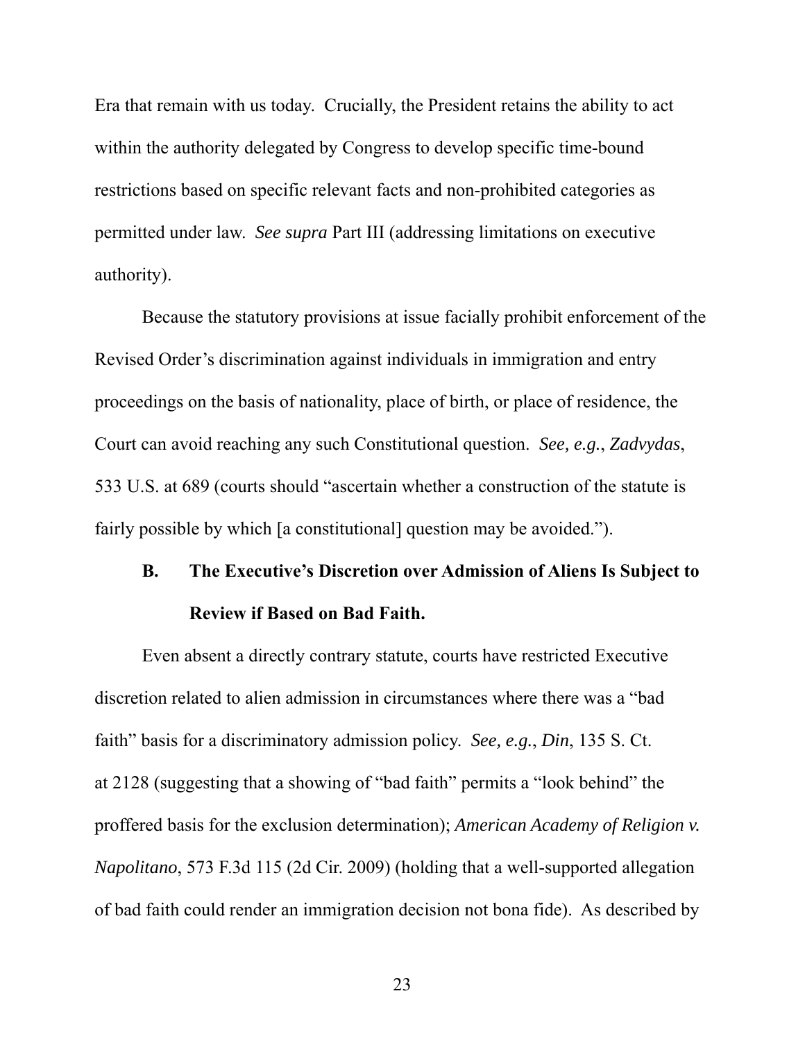Era that remain with us today. Crucially, the President retains the ability to act within the authority delegated by Congress to develop specific time-bound restrictions based on specific relevant facts and non-prohibited categories as permitted under law. *See supra* Part III (addressing limitations on executive authority).

Because the statutory provisions at issue facially prohibit enforcement of the Revised Order's discrimination against individuals in immigration and entry proceedings on the basis of nationality, place of birth, or place of residence, the Court can avoid reaching any such Constitutional question. *See, e.g.*, *Zadvydas*, 533 U.S. at 689 (courts should "ascertain whether a construction of the statute is fairly possible by which [a constitutional] question may be avoided.").

### B. The Executive's Discretion over Admission of Aliens Is Subject to Review if Based on Bad Faith.

Even absent a directly contrary statute, courts have restricted Executive discretion related to alien admission in circumstances where there was a "bad faith" basis for a discriminatory admission policy. *See, e.g.*, *Din*, 135 S. Ct. at 2128 (suggesting that a showing of "bad faith" permits a "look behind" the proffered basis for the exclusion determination); *American Academy of Religion v. Napolitano*, 573 F.3d 115 (2d Cir. 2009) (holding that a well-supported allegation of bad faith could render an immigration decision not bona fide). As described by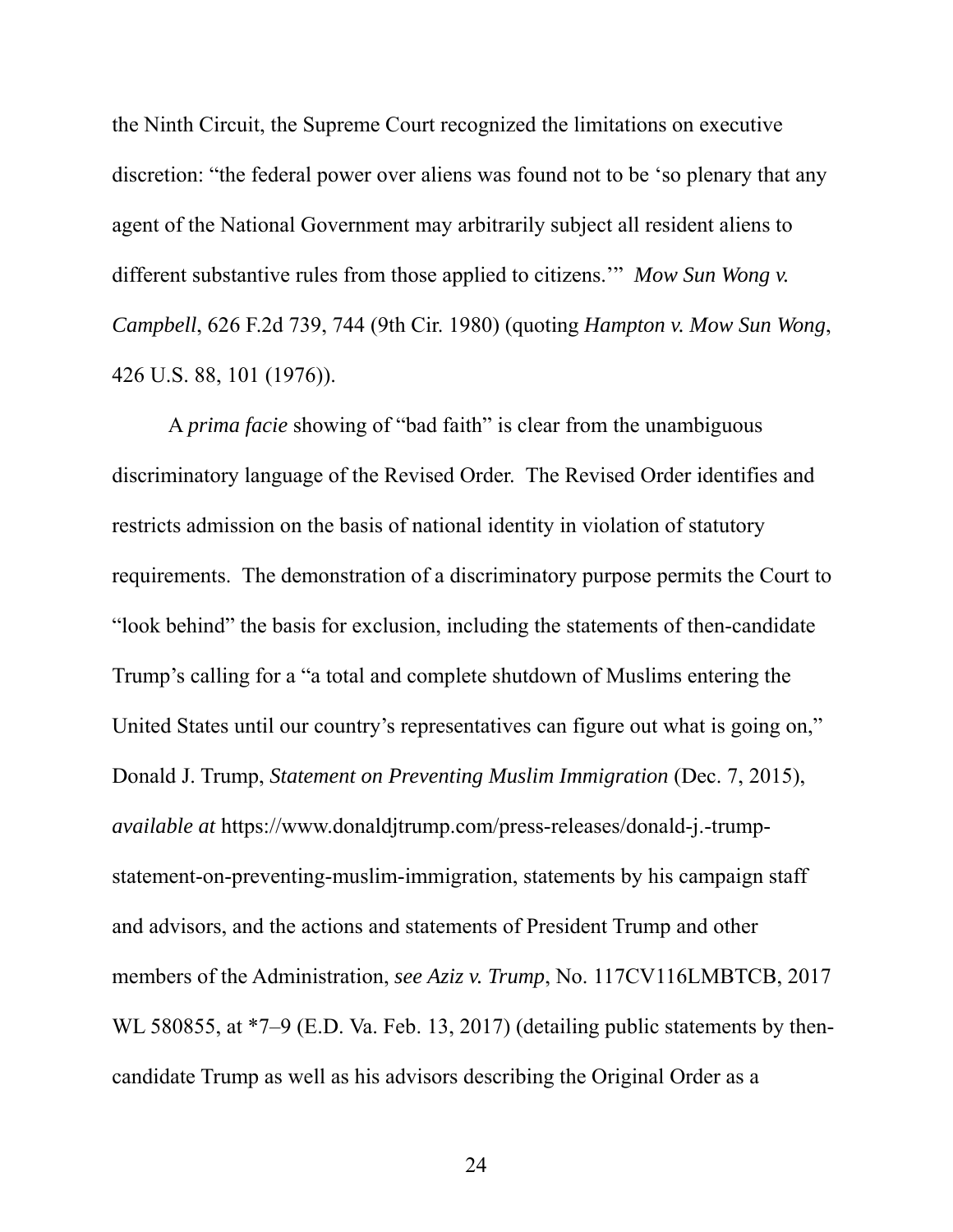the Ninth Circuit, the Supreme Court recognized the limitations on executive discretion: "the federal power over aliens was found not to be 'so plenary that any agent of the National Government may arbitrarily subject all resident aliens to different substantive rules from those applied to citizens.'" *Mow Sun Wong v. Campbell*, 626 F.2d 739, 744 (9th Cir. 1980) (quoting *Hampton v. Mow Sun Wong*, 426 U.S. 88, 101 (1976)).

A *prima facie* showing of "bad faith" is clear from the unambiguous discriminatory language of the Revised Order. The Revised Order identifies and restricts admission on the basis of national identity in violation of statutory requirements. The demonstration of a discriminatory purpose permits the Court to "look behind" the basis for exclusion, including the statements of then-candidate Trump's calling for a "a total and complete shutdown of Muslims entering the United States until our country's representatives can figure out what is going on," Donald J. Trump, *Statement on Preventing Muslim Immigration* (Dec. 7, 2015), *available at* https://www.donaldjtrump.com/press-releases/donald-j.-trump-statement-on-preventing-muslim-immigration, statements by his campaign staff and advisors, and the actions and statements of President Trump and other members of the Administration, *see Aziz v. Trump*, No. 117CV116LMBTCB, 2017 WL 580855, at *7–9 (E.D. Va. Feb. 13, 2017) (detailing public statements by then-candidate Trump as well as his advisors describing the Original Order as a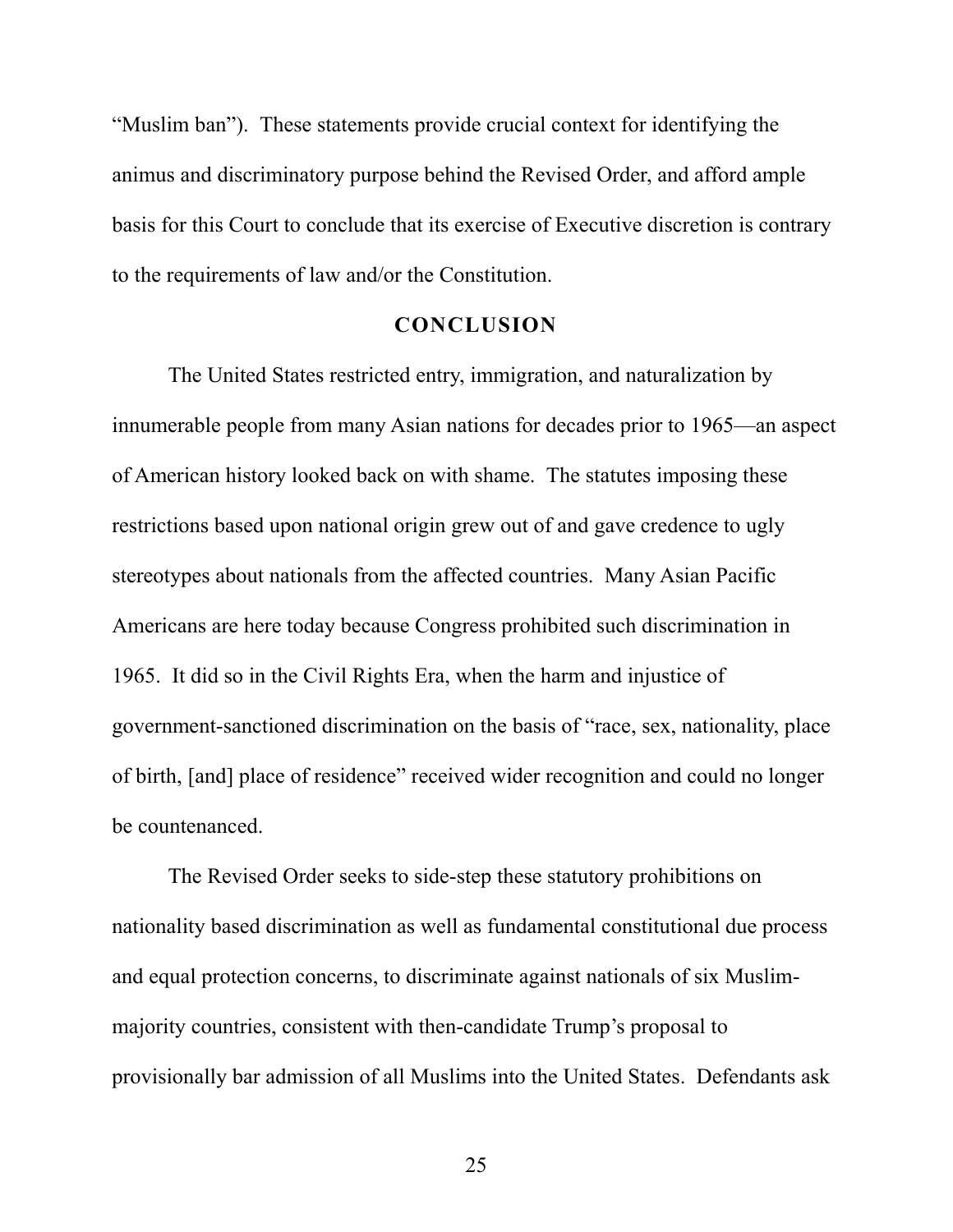"Muslim ban"). These statements provide crucial context for identifying the animus and discriminatory purpose behind the Revised Order, and afford ample basis for this Court to conclude that its exercise of Executive discretion is contrary to the requirements of law and/or the Constitution.

## CONCLUSION

The United States restricted entry, immigration, and naturalization by innumerable people from many Asian nations for decades prior to 1965—an aspect of American history looked back on with shame. The statutes imposing these restrictions based upon national origin grew out of and gave credence to ugly stereotypes about nationals from the affected countries. Many Asian Pacific Americans are here today because Congress prohibited such discrimination in 1965. It did so in the Civil Rights Era, when the harm and injustice of government-sanctioned discrimination on the basis of "race, sex, nationality, place of birth, [and] place of residence" received wider recognition and could no longer be countenanced.

The Revised Order seeks to side-step these statutory prohibitions on nationality based discrimination as well as fundamental constitutional due process and equal protection concerns, to discriminate against nationals of six Muslim-majority countries, consistent with then-candidate Trump's proposal to provisionally bar admission of all Muslims into the United States. Defendants ask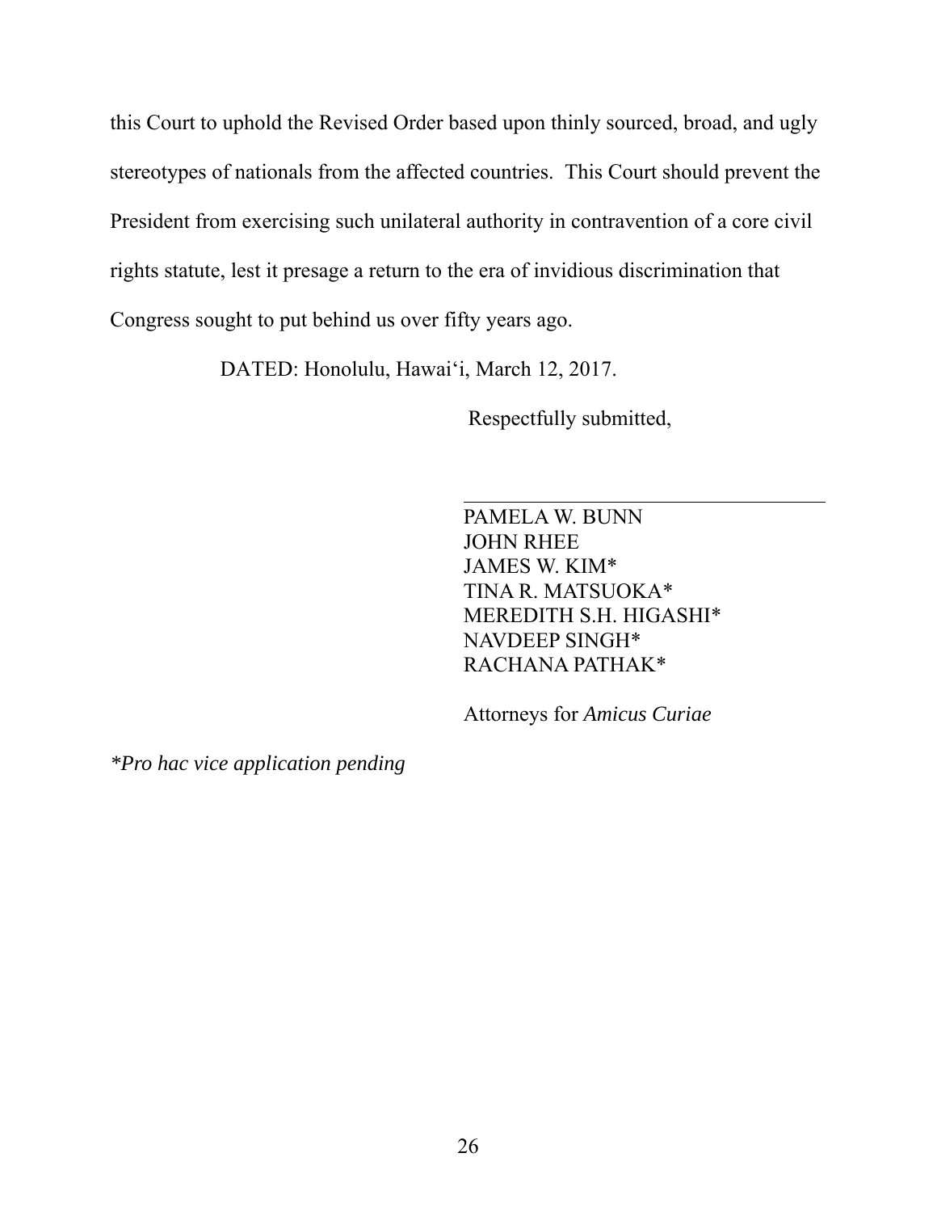this Court to uphold the Revised Order based upon thinly sourced, broad, and ugly stereotypes of nationals from the affected countries. This Court should prevent the President from exercising such unilateral authority in contravention of a core civil rights statute, lest it presage a return to the era of invidious discrimination that Congress sought to put behind us over fifty years ago.

DATED: Honolulu, Hawaiʻi, March 12, 2017.

Respectfully submitted,

PAMELA W. BUNN
JOHN RHEE
JAMES W. KIM*
TINA R. MATSUOKA*
MEREDITH S.H. HIGASHI*
NAVDEEP SINGH*
RACHANA PATHAK*

Attorneys for *Amicus Curiae*

**Pro hac vice application pending*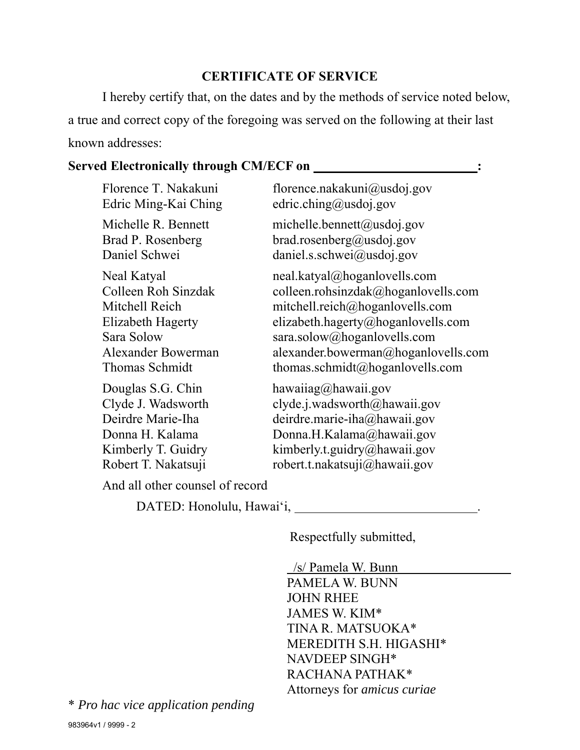## CERTIFICATE OF SERVICE

I hereby certify that, on the dates and by the methods of service noted below, a true and correct copy of the foregoing was served on the following at their last known addresses:

**Served Electronically through CM/ECF on \_\_\_\_\_\_\_\_\_\_\_\_\_\_\_\_\_\_\_\_\_\_\_\_\_:**

| | |
|---|---|
| Florence T. Nakakuni | florence.nakakuni@usdoj.gov |
| Edric Ming-Kai Ching | edric.ching@usdoj.gov |
| Michelle R. Bennett | michelle.bennett@usdoj.gov |
| Brad P. Rosenberg | brad.rosenberg@usdoj.gov |
| Daniel Schwei | daniel.s.schwei@usdoj.gov |
| Neal Katyal | neal.katyal@hoganlovells.com |
| Colleen Roh Sinzdak | colleen.rohsinzdak@hoganlovells.com |
| Mitchell Reich | mitchell.reich@hoganlovells.com |
| Elizabeth Hagerty | elizabeth.hagerty@hoganlovells.com |
| Sara Solow | sara.solow@hoganlovells.com |
| Alexander Bowerman | alexander.bowerman@hoganlovells.com |
| Thomas Schmidt | thomas.schmidt@hoganlovells.com |
| Douglas S.G. Chin | hawaiiag@hawaii.gov |
| Clyde J. Wadsworth | clyde.j.wadsworth@hawaii.gov |
| Deirdre Marie-Iha | deirdre.marie-iha@hawaii.gov |
| Donna H. Kalama | Donna.H.Kalama@hawaii.gov |
| Kimberly T. Guidry | kimberly.t.guidry@hawaii.gov |
| Robert T. Nakatsuji | robert.t.nakatsuji@hawaii.gov |

And all other counsel of record

DATED: Honolulu, Hawai‘i, \_\_\_\_\_\_\_\_\_\_\_\_\_\_\_\_\_\_\_\_\_\_\_\_\_\_\_\_.

Respectfully submitted,

/s/ Pamela W. Bunn
PAMELA W. BUNN
JOHN RHEE
JAMES W. KIM*
TINA R. MATSUOKA*
MEREDITH S.H. HIGASHI*
NAVDEEP SINGH*
RACHANA PATHAK*
Attorneys for *amicus curiae*

\* *Pro hac vice application pending*

983964v1 / 9999 - 2